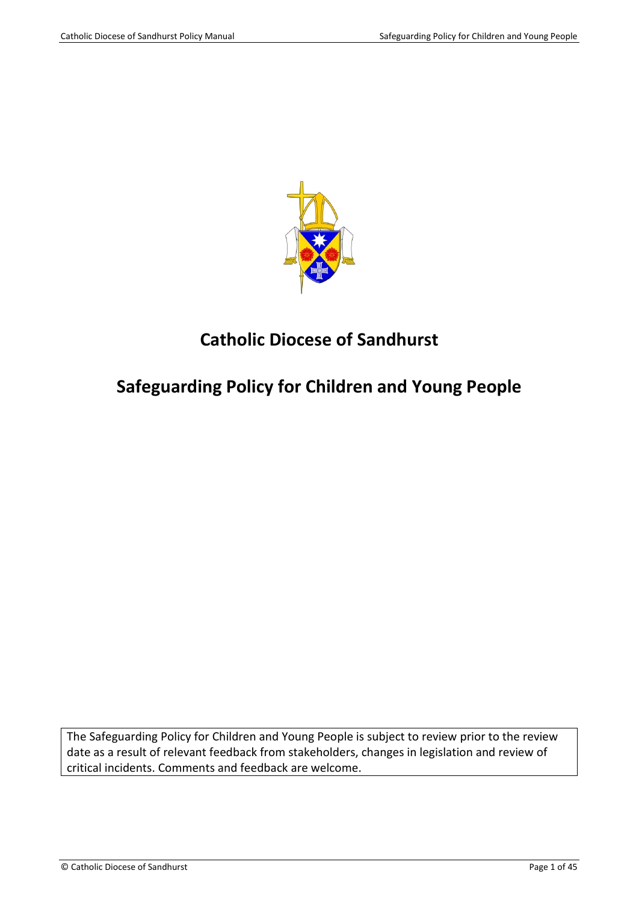# Catholic Diocese of Sandhurst

# Safeguarding Policy for Children and Young People

The Safeguarding Policy for Children and Young People is subject to review prior to the review date as a result of relevant feedback from stakeholders, changes in legislation and review of critical incidents. Comments and feedback are welcome.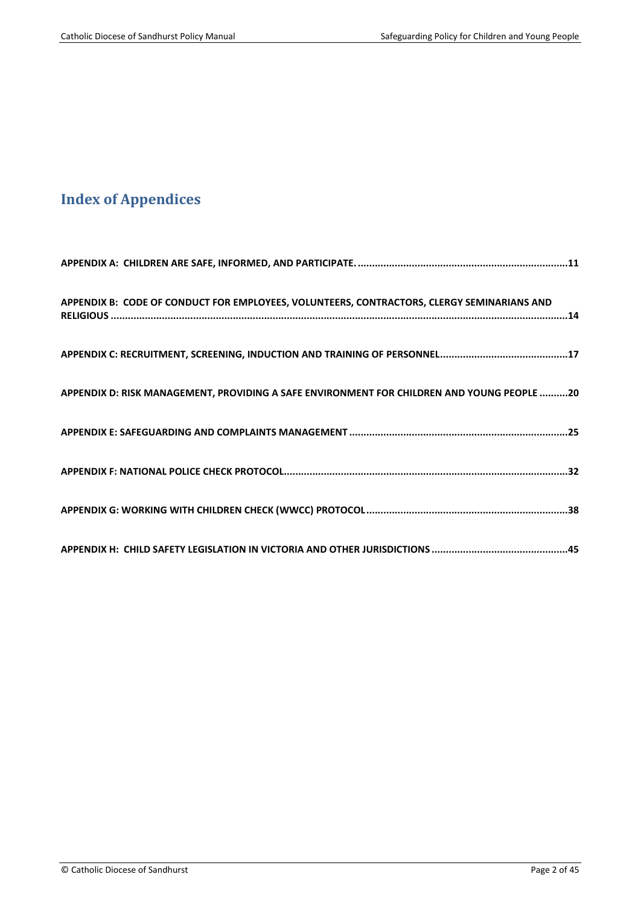# Index of Appendices

**APPENDIX A: CHILDREN ARE SAFE, INFORMED, AND PARTICIPATE. ........................................................................11**

**APPENDIX B: CODE OF CONDUCT FOR EMPLOYEES, VOLUNTEERS, CONTRACTORS, CLERGY SEMINARIANS AND RELIGIOUS ..............................................................................................................................................................14**

**APPENDIX C: RECRUITMENT, SCREENING, INDUCTION AND TRAINING OF PERSONNEL............................................17**

**APPENDIX D: RISK MANAGEMENT, PROVIDING A SAFE ENVIRONMENT FOR CHILDREN AND YOUNG PEOPLE ..........20**

**APPENDIX E: SAFEGUARDING AND COMPLAINTS MANAGEMENT ............................................................................25**

**APPENDIX F: NATIONAL POLICE CHECK PROTOCOL...................................................................................................32**

**APPENDIX G: WORKING WITH CHILDREN CHECK (WWCC) PROTOCOL.......................................................................38**

**APPENDIX H: CHILD SAFETY LEGISLATION IN VICTORIA AND OTHER JURISDICTIONS ................................................45**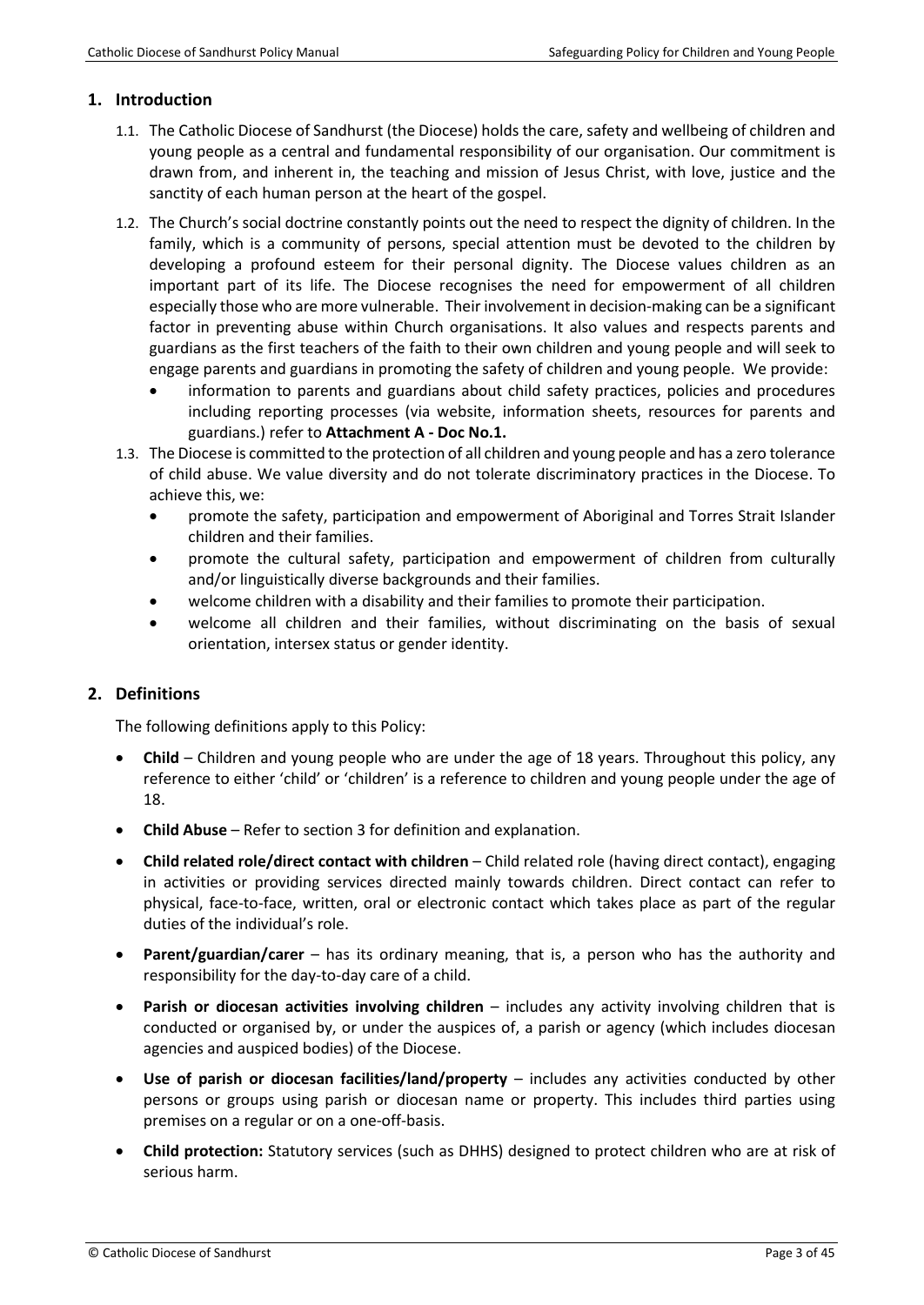## 1. Introduction

1.1. The Catholic Diocese of Sandhurst (the Diocese) holds the care, safety and wellbeing of children and young people as a central and fundamental responsibility of our organisation. Our commitment is drawn from, and inherent in, the teaching and mission of Jesus Christ, with love, justice and the sanctity of each human person at the heart of the gospel.

1.2. The Church's social doctrine constantly points out the need to respect the dignity of children. In the family, which is a community of persons, special attention must be devoted to the children by developing a profound esteem for their personal dignity. The Diocese values children as an important part of its life. The Diocese recognises the need for empowerment of all children especially those who are more vulnerable. Their involvement in decision-making can be a significant factor in preventing abuse within Church organisations. It also values and respects parents and guardians as the first teachers of the faith to their own children and young people and will seek to engage parents and guardians in promoting the safety of children and young people. We provide:

- information to parents and guardians about child safety practices, policies and procedures including reporting processes (via website, information sheets, resources for parents and guardians.) refer to **Attachment A - Doc No.1.**

1.3. The Diocese is committed to the protection of all children and young people and has a zero tolerance of child abuse. We value diversity and do not tolerate discriminatory practices in the Diocese. To achieve this, we:

- promote the safety, participation and empowerment of Aboriginal and Torres Strait Islander children and their families.
- promote the cultural safety, participation and empowerment of children from culturally and/or linguistically diverse backgrounds and their families.
- welcome children with a disability and their families to promote their participation.
- welcome all children and their families, without discriminating on the basis of sexual orientation, intersex status or gender identity.

## 2. Definitions

The following definitions apply to this Policy:

- **Child** – Children and young people who are under the age of 18 years. Throughout this policy, any reference to either 'child' or 'children' is a reference to children and young people under the age of 18.
- **Child Abuse** – Refer to section 3 for definition and explanation.
- **Child related role/direct contact with children** – Child related role (having direct contact), engaging in activities or providing services directed mainly towards children. Direct contact can refer to physical, face-to-face, written, oral or electronic contact which takes place as part of the regular duties of the individual's role.
- **Parent/guardian/carer** – has its ordinary meaning, that is, a person who has the authority and responsibility for the day-to-day care of a child.
- **Parish or diocesan activities involving children** – includes any activity involving children that is conducted or organised by, or under the auspices of, a parish or agency (which includes diocesan agencies and auspiced bodies) of the Diocese.
- **Use of parish or diocesan facilities/land/property** – includes any activities conducted by other persons or groups using parish or diocesan name or property. This includes third parties using premises on a regular or on a one-off-basis.
- **Child protection:** Statutory services (such as DHHS) designed to protect children who are at risk of serious harm.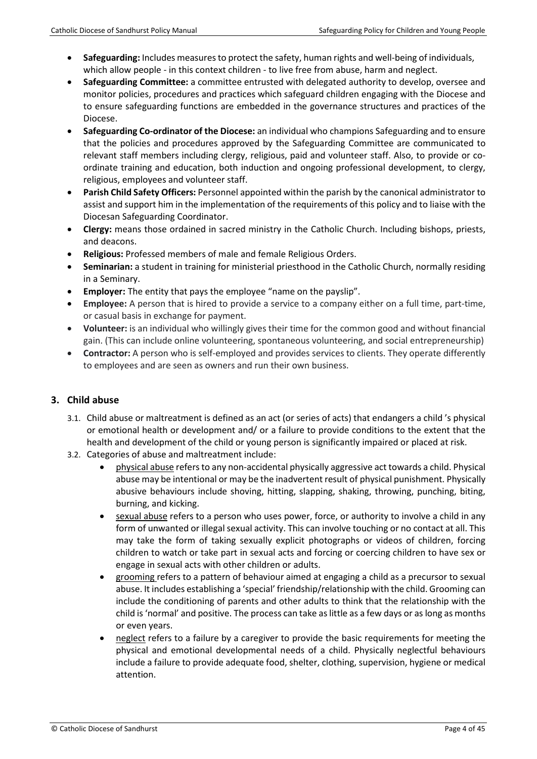- **Safeguarding:** Includes measures to protect the safety, human rights and well-being of individuals, which allow people - in this context children - to live free from abuse, harm and neglect.
- **Safeguarding Committee:** a committee entrusted with delegated authority to develop, oversee and monitor policies, procedures and practices which safeguard children engaging with the Diocese and to ensure safeguarding functions are embedded in the governance structures and practices of the Diocese.
- **Safeguarding Co-ordinator of the Diocese:** an individual who champions Safeguarding and to ensure that the policies and procedures approved by the Safeguarding Committee are communicated to relevant staff members including clergy, religious, paid and volunteer staff. Also, to provide or co-ordinate training and education, both induction and ongoing professional development, to clergy, religious, employees and volunteer staff.
- **Parish Child Safety Officers:** Personnel appointed within the parish by the canonical administrator to assist and support him in the implementation of the requirements of this policy and to liaise with the Diocesan Safeguarding Coordinator.
- **Clergy:** means those ordained in sacred ministry in the Catholic Church. Including bishops, priests, and deacons.
- **Religious:** Professed members of male and female Religious Orders.
- **Seminarian:** a student in training for ministerial priesthood in the Catholic Church, normally residing in a Seminary.
- **Employer:** The entity that pays the employee "name on the payslip".
- **Employee:** A person that is hired to provide a service to a company either on a full time, part-time, or casual basis in exchange for payment.
- **Volunteer:** is an individual who willingly gives their time for the common good and without financial gain. (This can include online volunteering, spontaneous volunteering, and social entrepreneurship)
- **Contractor:** A person who is self-employed and provides services to clients. They operate differently to employees and are seen as owners and run their own business.

## 3. Child abuse

3.1. Child abuse or maltreatment is defined as an act (or series of acts) that endangers a child 's physical or emotional health or development and/ or a failure to provide conditions to the extent that the health and development of the child or young person is significantly impaired or placed at risk.

3.2. Categories of abuse and maltreatment include:

- physical abuse refers to any non-accidental physically aggressive act towards a child. Physical abuse may be intentional or may be the inadvertent result of physical punishment. Physically abusive behaviours include shoving, hitting, slapping, shaking, throwing, punching, biting, burning, and kicking.
- sexual abuse refers to a person who uses power, force, or authority to involve a child in any form of unwanted or illegal sexual activity. This can involve touching or no contact at all. This may take the form of taking sexually explicit photographs or videos of children, forcing children to watch or take part in sexual acts and forcing or coercing children to have sex or engage in sexual acts with other children or adults.
- grooming refers to a pattern of behaviour aimed at engaging a child as a precursor to sexual abuse. It includes establishing a 'special' friendship/relationship with the child. Grooming can include the conditioning of parents and other adults to think that the relationship with the child is 'normal' and positive. The process can take as little as a few days or as long as months or even years.
- neglect refers to a failure by a caregiver to provide the basic requirements for meeting the physical and emotional developmental needs of a child. Physically neglectful behaviours include a failure to provide adequate food, shelter, clothing, supervision, hygiene or medical attention.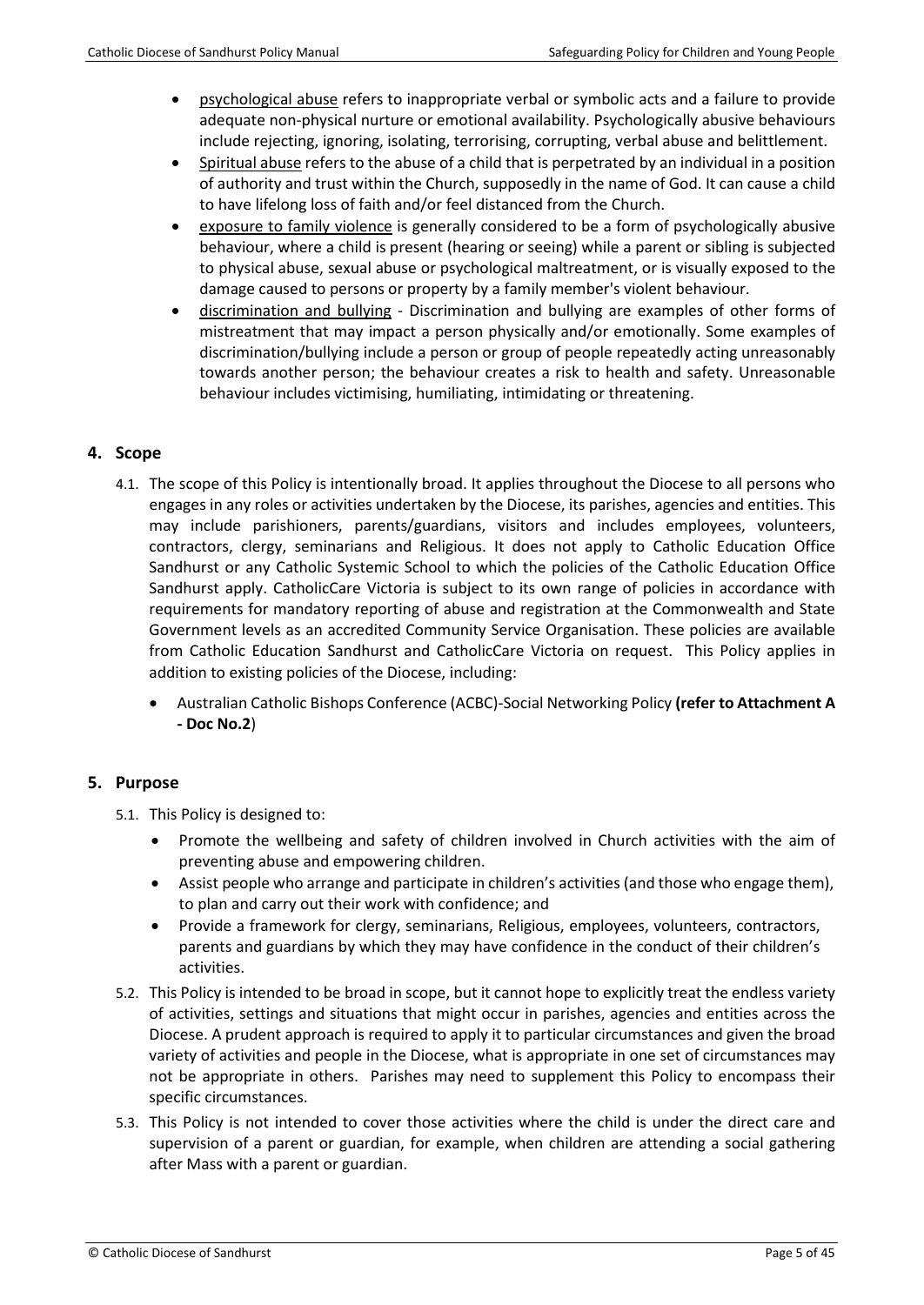- psychological abuse refers to inappropriate verbal or symbolic acts and a failure to provide adequate non-physical nurture or emotional availability. Psychologically abusive behaviours include rejecting, ignoring, isolating, terrorising, corrupting, verbal abuse and belittlement.
- Spiritual abuse refers to the abuse of a child that is perpetrated by an individual in a position of authority and trust within the Church, supposedly in the name of God. It can cause a child to have lifelong loss of faith and/or feel distanced from the Church.
- exposure to family violence is generally considered to be a form of psychologically abusive behaviour, where a child is present (hearing or seeing) while a parent or sibling is subjected to physical abuse, sexual abuse or psychological maltreatment, or is visually exposed to the damage caused to persons or property by a family member's violent behaviour.
- discrimination and bullying - Discrimination and bullying are examples of other forms of mistreatment that may impact a person physically and/or emotionally. Some examples of discrimination/bullying include a person or group of people repeatedly acting unreasonably towards another person; the behaviour creates a risk to health and safety. Unreasonable behaviour includes victimising, humiliating, intimidating or threatening.

## 4. Scope

4.1. The scope of this Policy is intentionally broad. It applies throughout the Diocese to all persons who engages in any roles or activities undertaken by the Diocese, its parishes, agencies and entities. This may include parishioners, parents/guardians, visitors and includes employees, volunteers, contractors, clergy, seminarians and Religious. It does not apply to Catholic Education Office Sandhurst or any Catholic Systemic School to which the policies of the Catholic Education Office Sandhurst apply. CatholicCare Victoria is subject to its own range of policies in accordance with requirements for mandatory reporting of abuse and registration at the Commonwealth and State Government levels as an accredited Community Service Organisation. These policies are available from Catholic Education Sandhurst and CatholicCare Victoria on request. This Policy applies in addition to existing policies of the Diocese, including:

- Australian Catholic Bishops Conference (ACBC)-Social Networking Policy **(refer to Attachment A - Doc No.2**)

## 5. Purpose

5.1. This Policy is designed to:

- Promote the wellbeing and safety of children involved in Church activities with the aim of preventing abuse and empowering children.
- Assist people who arrange and participate in children's activities (and those who engage them), to plan and carry out their work with confidence; and
- Provide a framework for clergy, seminarians, Religious, employees, volunteers, contractors, parents and guardians by which they may have confidence in the conduct of their children's activities.

5.2. This Policy is intended to be broad in scope, but it cannot hope to explicitly treat the endless variety of activities, settings and situations that might occur in parishes, agencies and entities across the Diocese. A prudent approach is required to apply it to particular circumstances and given the broad variety of activities and people in the Diocese, what is appropriate in one set of circumstances may not be appropriate in others. Parishes may need to supplement this Policy to encompass their specific circumstances.

5.3. This Policy is not intended to cover those activities where the child is under the direct care and supervision of a parent or guardian, for example, when children are attending a social gathering after Mass with a parent or guardian.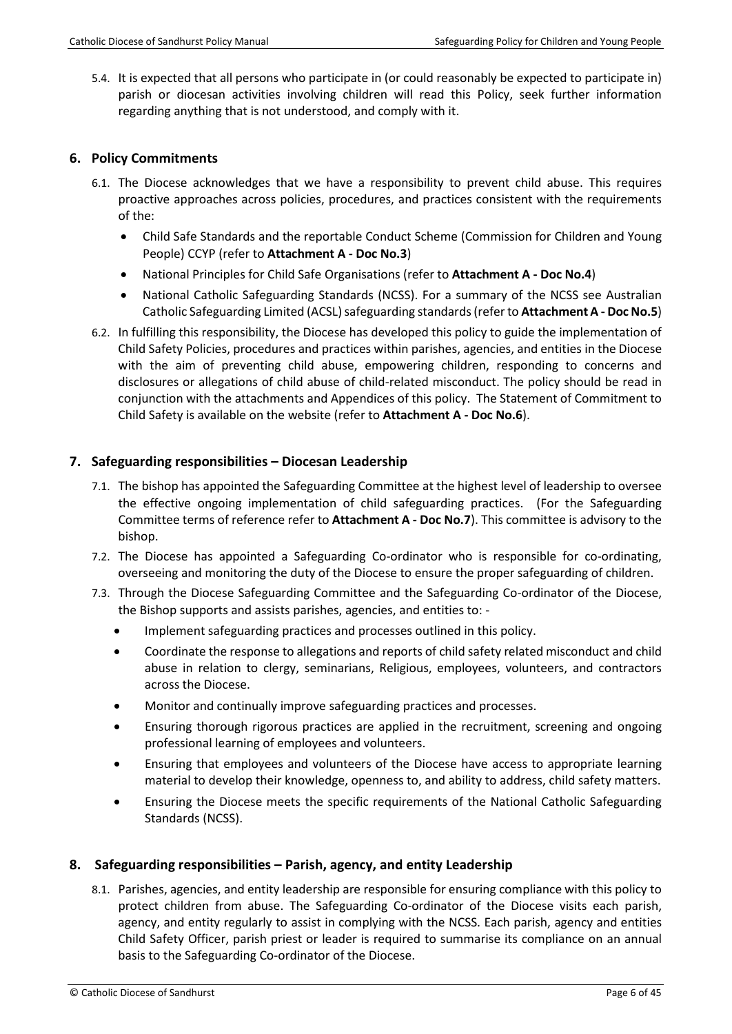5.4. It is expected that all persons who participate in (or could reasonably be expected to participate in) parish or diocesan activities involving children will read this Policy, seek further information regarding anything that is not understood, and comply with it.

## 6. Policy Commitments

6.1. The Diocese acknowledges that we have a responsibility to prevent child abuse. This requires proactive approaches across policies, procedures, and practices consistent with the requirements of the:

- Child Safe Standards and the reportable Conduct Scheme (Commission for Children and Young People) CCYP (refer to **Attachment A - Doc No.3**)
- National Principles for Child Safe Organisations (refer to **Attachment A - Doc No.4**)
- National Catholic Safeguarding Standards (NCSS). For a summary of the NCSS see Australian Catholic Safeguarding Limited (ACSL) safeguarding standards (refer to **Attachment A - Doc No.5**)

6.2. In fulfilling this responsibility, the Diocese has developed this policy to guide the implementation of Child Safety Policies, procedures and practices within parishes, agencies, and entities in the Diocese with the aim of preventing child abuse, empowering children, responding to concerns and disclosures or allegations of child abuse of child-related misconduct. The policy should be read in conjunction with the attachments and Appendices of this policy. The Statement of Commitment to Child Safety is available on the website (refer to **Attachment A - Doc No.6**).

## 7. Safeguarding responsibilities – Diocesan Leadership

7.1. The bishop has appointed the Safeguarding Committee at the highest level of leadership to oversee the effective ongoing implementation of child safeguarding practices. (For the Safeguarding Committee terms of reference refer to **Attachment A - Doc No.7**). This committee is advisory to the bishop.

7.2. The Diocese has appointed a Safeguarding Co-ordinator who is responsible for co-ordinating, overseeing and monitoring the duty of the Diocese to ensure the proper safeguarding of children.

7.3. Through the Diocese Safeguarding Committee and the Safeguarding Co-ordinator of the Diocese, the Bishop supports and assists parishes, agencies, and entities to: -

- Implement safeguarding practices and processes outlined in this policy.
- Coordinate the response to allegations and reports of child safety related misconduct and child abuse in relation to clergy, seminarians, Religious, employees, volunteers, and contractors across the Diocese.
- Monitor and continually improve safeguarding practices and processes.
- Ensuring thorough rigorous practices are applied in the recruitment, screening and ongoing professional learning of employees and volunteers.
- Ensuring that employees and volunteers of the Diocese have access to appropriate learning material to develop their knowledge, openness to, and ability to address, child safety matters.
- Ensuring the Diocese meets the specific requirements of the National Catholic Safeguarding Standards (NCSS).

## 8. Safeguarding responsibilities – Parish, agency, and entity Leadership

8.1. Parishes, agencies, and entity leadership are responsible for ensuring compliance with this policy to protect children from abuse. The Safeguarding Co-ordinator of the Diocese visits each parish, agency, and entity regularly to assist in complying with the NCSS. Each parish, agency and entities Child Safety Officer, parish priest or leader is required to summarise its compliance on an annual basis to the Safeguarding Co-ordinator of the Diocese.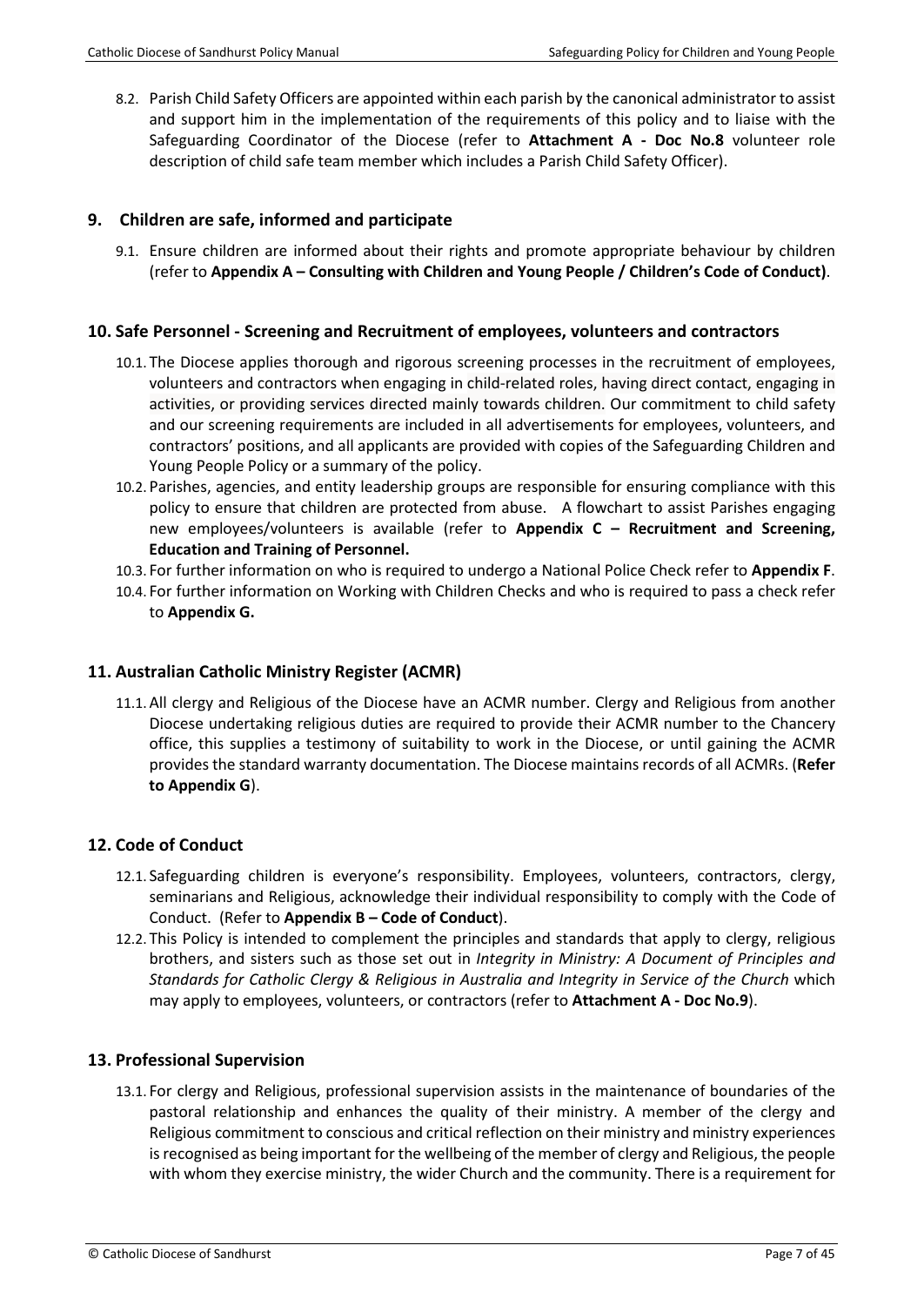8.2. Parish Child Safety Officers are appointed within each parish by the canonical administrator to assist and support him in the implementation of the requirements of this policy and to liaise with the Safeguarding Coordinator of the Diocese (refer to **Attachment A - Doc No.8** volunteer role description of child safe team member which includes a Parish Child Safety Officer).

## 9. Children are safe, informed and participate

9.1. Ensure children are informed about their rights and promote appropriate behaviour by children (refer to **Appendix A – Consulting with Children and Young People / Children's Code of Conduct)**.

## 10. Safe Personnel - Screening and Recruitment of employees, volunteers and contractors

10.1. The Diocese applies thorough and rigorous screening processes in the recruitment of employees, volunteers and contractors when engaging in child-related roles, having direct contact, engaging in activities, or providing services directed mainly towards children. Our commitment to child safety and our screening requirements are included in all advertisements for employees, volunteers, and contractors' positions, and all applicants are provided with copies of the Safeguarding Children and Young People Policy or a summary of the policy.

10.2. Parishes, agencies, and entity leadership groups are responsible for ensuring compliance with this policy to ensure that children are protected from abuse. A flowchart to assist Parishes engaging new employees/volunteers is available (refer to **Appendix C – Recruitment and Screening, Education and Training of Personnel.**

10.3. For further information on who is required to undergo a National Police Check refer to **Appendix F**.

10.4. For further information on Working with Children Checks and who is required to pass a check refer to **Appendix G.**

## 11. Australian Catholic Ministry Register (ACMR)

11.1. All clergy and Religious of the Diocese have an ACMR number. Clergy and Religious from another Diocese undertaking religious duties are required to provide their ACMR number to the Chancery office, this supplies a testimony of suitability to work in the Diocese, or until gaining the ACMR provides the standard warranty documentation. The Diocese maintains records of all ACMRs. (**Refer to Appendix G**).

## 12. Code of Conduct

12.1. Safeguarding children is everyone's responsibility. Employees, volunteers, contractors, clergy, seminarians and Religious, acknowledge their individual responsibility to comply with the Code of Conduct. (Refer to **Appendix B – Code of Conduct**).

12.2. This Policy is intended to complement the principles and standards that apply to clergy, religious brothers, and sisters such as those set out in *Integrity in Ministry: A Document of Principles and Standards for Catholic Clergy & Religious in Australia and Integrity in Service of the Church* which may apply to employees, volunteers, or contractors (refer to **Attachment A - Doc No.9**).

## 13. Professional Supervision

13.1. For clergy and Religious, professional supervision assists in the maintenance of boundaries of the pastoral relationship and enhances the quality of their ministry. A member of the clergy and Religious commitment to conscious and critical reflection on their ministry and ministry experiences is recognised as being important for the wellbeing of the member of clergy and Religious, the people with whom they exercise ministry, the wider Church and the community. There is a requirement for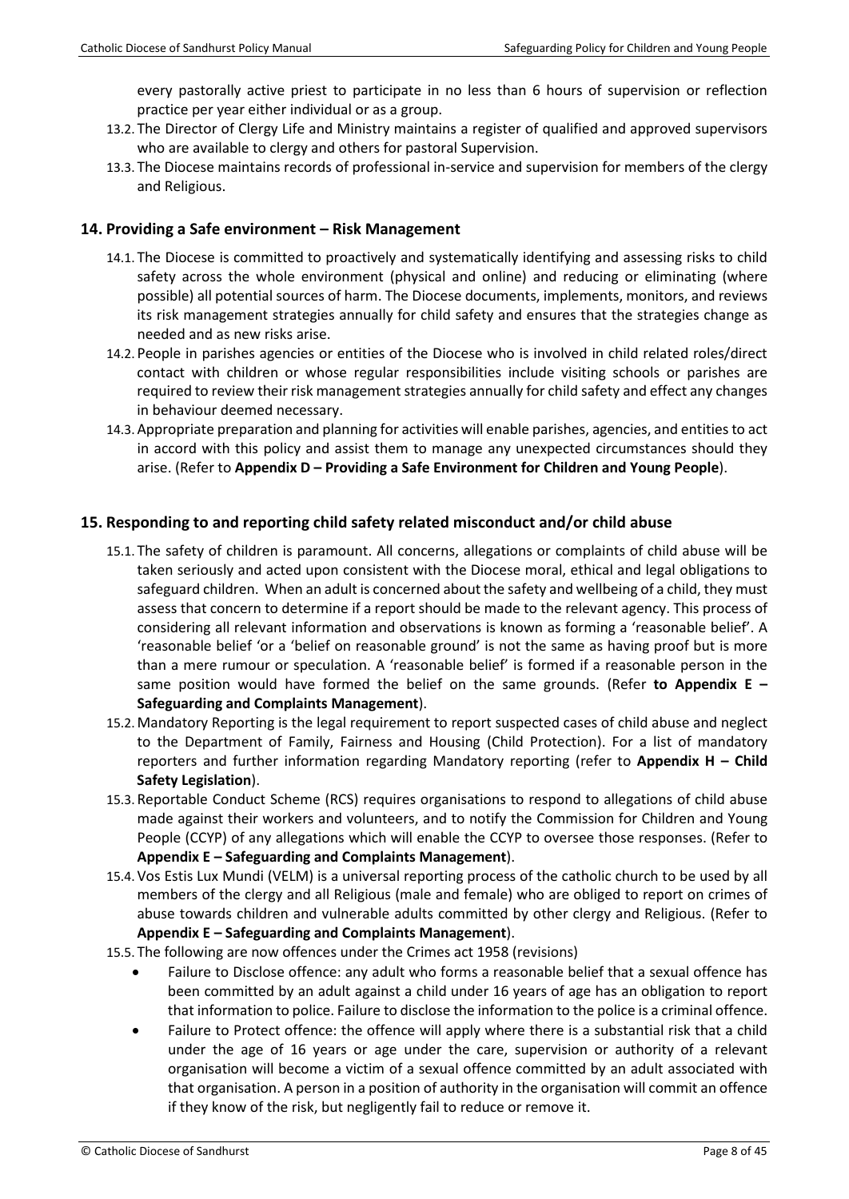every pastorally active priest to participate in no less than 6 hours of supervision or reflection practice per year either individual or as a group.

13.2. The Director of Clergy Life and Ministry maintains a register of qualified and approved supervisors who are available to clergy and others for pastoral Supervision.

13.3. The Diocese maintains records of professional in-service and supervision for members of the clergy and Religious.

## 14. Providing a Safe environment – Risk Management

14.1. The Diocese is committed to proactively and systematically identifying and assessing risks to child safety across the whole environment (physical and online) and reducing or eliminating (where possible) all potential sources of harm. The Diocese documents, implements, monitors, and reviews its risk management strategies annually for child safety and ensures that the strategies change as needed and as new risks arise.

14.2. People in parishes agencies or entities of the Diocese who is involved in child related roles/direct contact with children or whose regular responsibilities include visiting schools or parishes are required to review their risk management strategies annually for child safety and effect any changes in behaviour deemed necessary.

14.3. Appropriate preparation and planning for activities will enable parishes, agencies, and entities to act in accord with this policy and assist them to manage any unexpected circumstances should they arise. (Refer to **Appendix D – Providing a Safe Environment for Children and Young People**).

## 15. Responding to and reporting child safety related misconduct and/or child abuse

15.1. The safety of children is paramount. All concerns, allegations or complaints of child abuse will be taken seriously and acted upon consistent with the Diocese moral, ethical and legal obligations to safeguard children. When an adult is concerned about the safety and wellbeing of a child, they must assess that concern to determine if a report should be made to the relevant agency. This process of considering all relevant information and observations is known as forming a 'reasonable belief'. A 'reasonable belief 'or a 'belief on reasonable ground' is not the same as having proof but is more than a mere rumour or speculation. A 'reasonable belief' is formed if a reasonable person in the same position would have formed the belief on the same grounds. (Refer **to Appendix E – Safeguarding and Complaints Management**).

15.2. Mandatory Reporting is the legal requirement to report suspected cases of child abuse and neglect to the Department of Family, Fairness and Housing (Child Protection). For a list of mandatory reporters and further information regarding Mandatory reporting (refer to **Appendix H – Child Safety Legislation**).

15.3. Reportable Conduct Scheme (RCS) requires organisations to respond to allegations of child abuse made against their workers and volunteers, and to notify the Commission for Children and Young People (CCYP) of any allegations which will enable the CCYP to oversee those responses. (Refer to **Appendix E – Safeguarding and Complaints Management**).

15.4. Vos Estis Lux Mundi (VELM) is a universal reporting process of the catholic church to be used by all members of the clergy and all Religious (male and female) who are obliged to report on crimes of abuse towards children and vulnerable adults committed by other clergy and Religious. (Refer to **Appendix E – Safeguarding and Complaints Management**).

15.5. The following are now offences under the Crimes act 1958 (revisions)

- Failure to Disclose offence: any adult who forms a reasonable belief that a sexual offence has been committed by an adult against a child under 16 years of age has an obligation to report that information to police. Failure to disclose the information to the police is a criminal offence.
- Failure to Protect offence: the offence will apply where there is a substantial risk that a child under the age of 16 years or age under the care, supervision or authority of a relevant organisation will become a victim of a sexual offence committed by an adult associated with that organisation. A person in a position of authority in the organisation will commit an offence if they know of the risk, but negligently fail to reduce or remove it.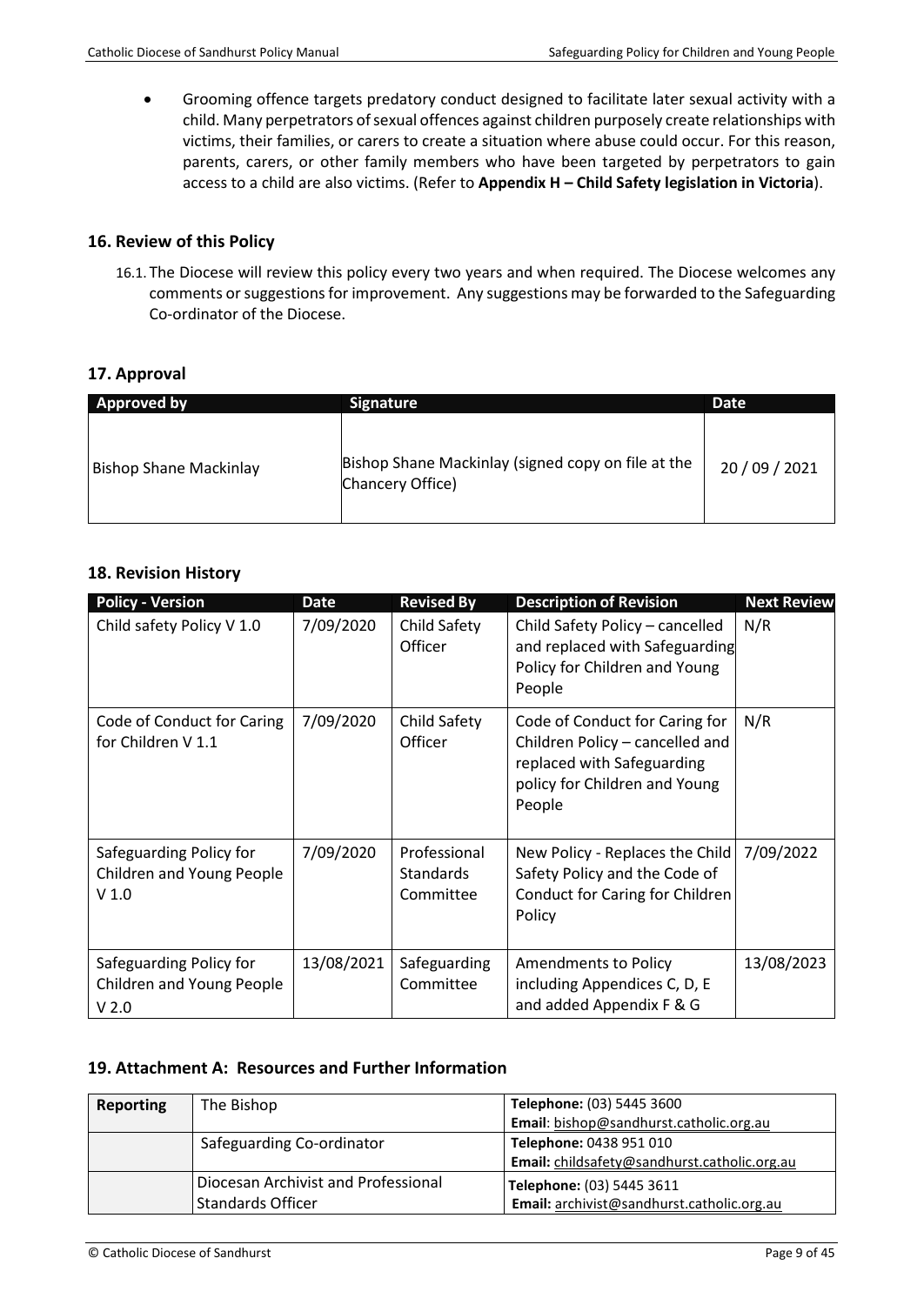- Grooming offence targets predatory conduct designed to facilitate later sexual activity with a child. Many perpetrators of sexual offences against children purposely create relationships with victims, their families, or carers to create a situation where abuse could occur. For this reason, parents, carers, or other family members who have been targeted by perpetrators to gain access to a child are also victims. (Refer to **Appendix H – Child Safety legislation in Victoria**).

## 16. Review of this Policy

16.1. The Diocese will review this policy every two years and when required. The Diocese welcomes any comments or suggestions for improvement. Any suggestions may be forwarded to the Safeguarding Co-ordinator of the Diocese.

## 17. Approval

| Approved by | Signature | Date |
|---|---|---|
| Bishop Shane Mackinlay | Bishop Shane Mackinlay (signed copy on file at the Chancery Office) | 20 / 09 / 2021 |

## 18. Revision History

| Policy - Version | Date | Revised By | Description of Revision | Next Review |
|---|---|---|---|---|
| Child safety Policy V 1.0 | 7/09/2020 | Child Safety Officer | Child Safety Policy – cancelled and replaced with Safeguarding Policy for Children and Young People | N/R |
| Code of Conduct for Caring for Children V 1.1 | 7/09/2020 | Child Safety Officer | Code of Conduct for Caring for Children Policy – cancelled and replaced with Safeguarding policy for Children and Young People | N/R |
| Safeguarding Policy for Children and Young People V 1.0 | 7/09/2020 | Professional Standards Committee | New Policy - Replaces the Child Safety Policy and the Code of Conduct for Caring for Children Policy | 7/09/2022 |
| Safeguarding Policy for Children and Young People V 2.0 | 13/08/2021 | Safeguarding Committee | Amendments to Policy including Appendices C, D, E and added Appendix F & G | 13/08/2023 |

## 19. Attachment A: Resources and Further Information

| | | |
|---|---|---|
| **Reporting** | The Bishop | **Telephone:** (03) 5445 3600<br>**Email**: bishop@sandhurst.catholic.org.au |
| | Safeguarding Co-ordinator | **Telephone:** 0438 951 010<br>**Email:** childsafety@sandhurst.catholic.org.au |
| | Diocesan Archivist and Professional Standards Officer | **Telephone:** (03) 5445 3611<br>**Email:** archivist@sandhurst.catholic.org.au |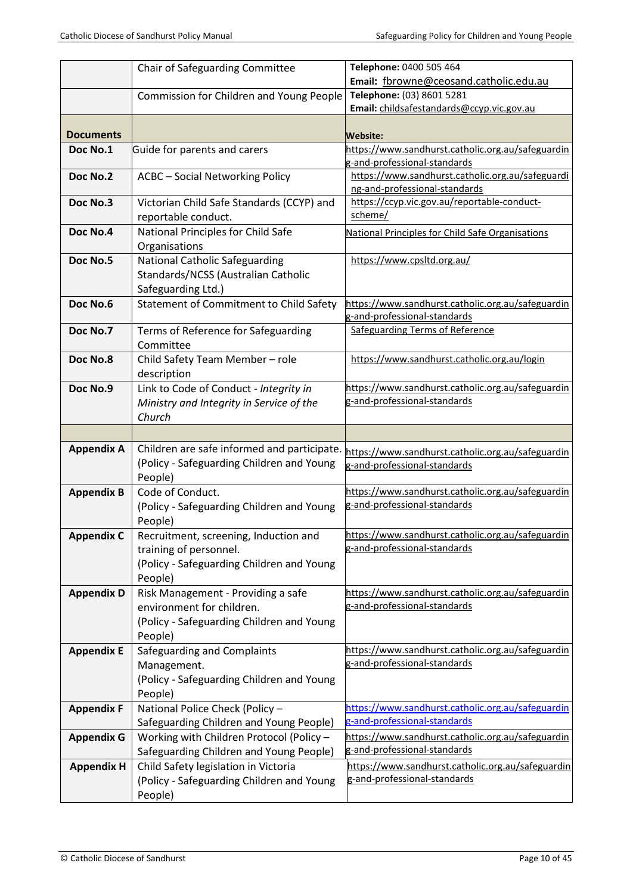| | | |
|---|---|---|
| | Chair of Safeguarding Committee | **Telephone:** 0400 505 464<br>**Email:** fbrowne@ceosand.catholic.edu.au |
| | Commission for Children and Young People | **Telephone:** (03) 8601 5281<br>**Email:** childsafestandards@ccyp.vic.gov.au |
| **Documents** | | **Website:** |
| **Doc No.1** | Guide for parents and carers | https://www.sandhurst.catholic.org.au/safeguarding-and-professional-standards |
| **Doc No.2** | ACBC – Social Networking Policy | https://www.sandhurst.catholic.org.au/safeguarding-and-professional-standards |
| **Doc No.3** | Victorian Child Safe Standards (CCYP) and reportable conduct. | https://ccyp.vic.gov.au/reportable-conduct-scheme/ |
| **Doc No.4** | National Principles for Child Safe Organisations | National Principles for Child Safe Organisations |
| **Doc No.5** | National Catholic Safeguarding Standards/NCSS (Australian Catholic Safeguarding Ltd.) | https://www.cpsltd.org.au/ |
| **Doc No.6** | Statement of Commitment to Child Safety | https://www.sandhurst.catholic.org.au/safeguarding-and-professional-standards |
| **Doc No.7** | Terms of Reference for Safeguarding Committee | Safeguarding Terms of Reference |
| **Doc No.8** | Child Safety Team Member – role description | https://www.sandhurst.catholic.org.au/login |
| **Doc No.9** | Link to Code of Conduct - *Integrity in Ministry and Integrity in Service of the Church* | https://www.sandhurst.catholic.org.au/safeguarding-and-professional-standards |
| | | |
| **Appendix A** | Children are safe informed and participate. (Policy - Safeguarding Children and Young People) | https://www.sandhurst.catholic.org.au/safeguarding-and-professional-standards |
| **Appendix B** | Code of Conduct. (Policy - Safeguarding Children and Young People) | https://www.sandhurst.catholic.org.au/safeguarding-and-professional-standards |
| **Appendix C** | Recruitment, screening, Induction and training of personnel. (Policy - Safeguarding Children and Young People) | https://www.sandhurst.catholic.org.au/safeguarding-and-professional-standards |
| **Appendix D** | Risk Management - Providing a safe environment for children. (Policy - Safeguarding Children and Young People) | https://www.sandhurst.catholic.org.au/safeguarding-and-professional-standards |
| **Appendix E** | Safeguarding and Complaints Management. (Policy - Safeguarding Children and Young People) | https://www.sandhurst.catholic.org.au/safeguarding-and-professional-standards |
| **Appendix F** | National Police Check (Policy – Safeguarding Children and Young People) | https://www.sandhurst.catholic.org.au/safeguarding-and-professional-standards |
| **Appendix G** | Working with Children Protocol (Policy – Safeguarding Children and Young People) | https://www.sandhurst.catholic.org.au/safeguarding-and-professional-standards |
| **Appendix H** | Child Safety legislation in Victoria (Policy - Safeguarding Children and Young People) | https://www.sandhurst.catholic.org.au/safeguarding-and-professional-standards |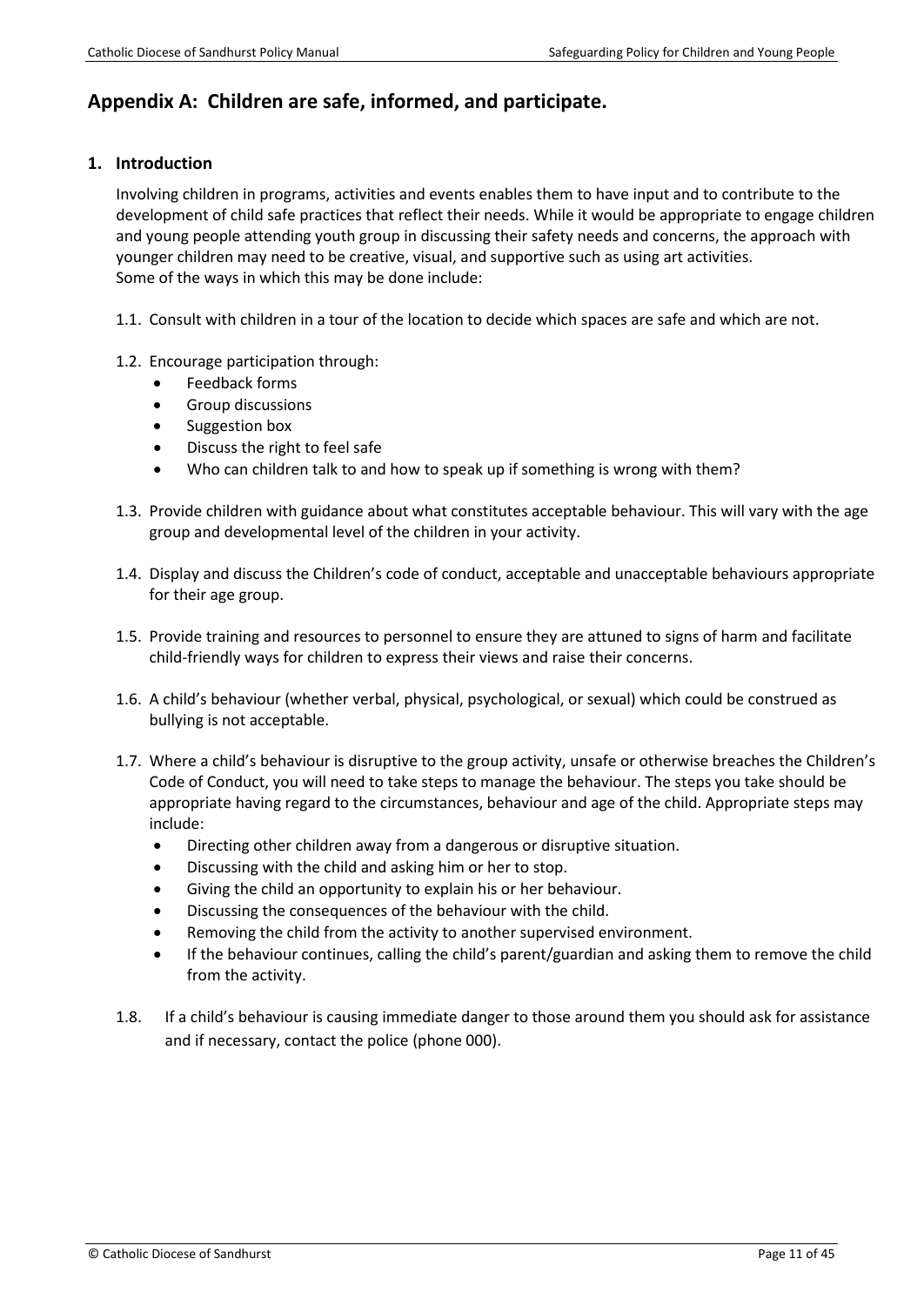## Appendix A: Children are safe, informed, and participate.

### 1. Introduction

Involving children in programs, activities and events enables them to have input and to contribute to the development of child safe practices that reflect their needs. While it would be appropriate to engage children and young people attending youth group in discussing their safety needs and concerns, the approach with younger children may need to be creative, visual, and supportive such as using art activities.
Some of the ways in which this may be done include:

1.1. Consult with children in a tour of the location to decide which spaces are safe and which are not.

1.2. Encourage participation through:

- Feedback forms
- Group discussions
- Suggestion box
- Discuss the right to feel safe
- Who can children talk to and how to speak up if something is wrong with them?

1.3. Provide children with guidance about what constitutes acceptable behaviour. This will vary with the age group and developmental level of the children in your activity.

1.4. Display and discuss the Children's code of conduct, acceptable and unacceptable behaviours appropriate for their age group.

1.5. Provide training and resources to personnel to ensure they are attuned to signs of harm and facilitate child-friendly ways for children to express their views and raise their concerns.

1.6. A child's behaviour (whether verbal, physical, psychological, or sexual) which could be construed as bullying is not acceptable.

1.7. Where a child's behaviour is disruptive to the group activity, unsafe or otherwise breaches the Children's Code of Conduct, you will need to take steps to manage the behaviour. The steps you take should be appropriate having regard to the circumstances, behaviour and age of the child. Appropriate steps may include:

- Directing other children away from a dangerous or disruptive situation.
- Discussing with the child and asking him or her to stop.
- Giving the child an opportunity to explain his or her behaviour.
- Discussing the consequences of the behaviour with the child.
- Removing the child from the activity to another supervised environment.
- If the behaviour continues, calling the child's parent/guardian and asking them to remove the child from the activity.

1.8. If a child's behaviour is causing immediate danger to those around them you should ask for assistance and if necessary, contact the police (phone 000).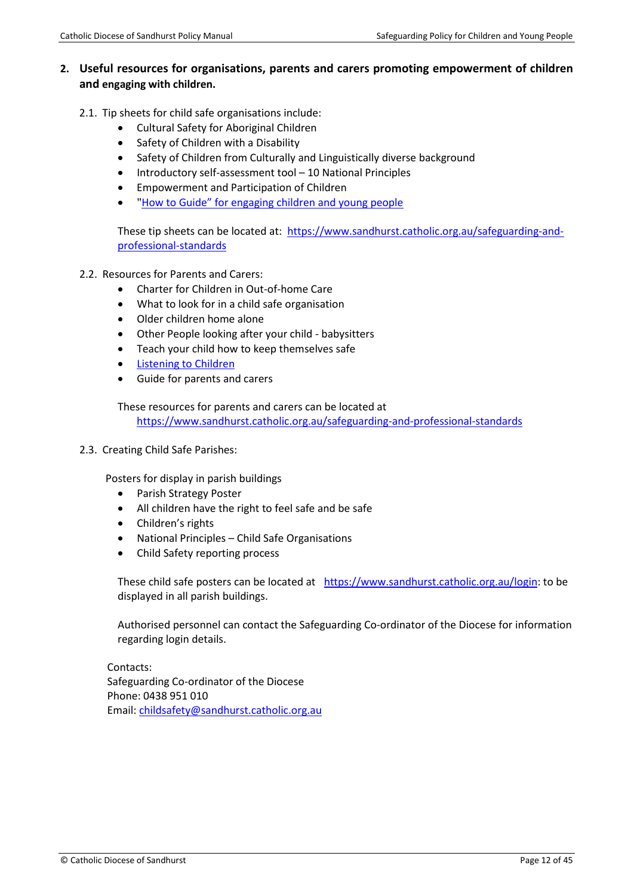## 2. Useful resources for organisations, parents and carers promoting empowerment of children and engaging with children.

2.1. Tip sheets for child safe organisations include:

- Cultural Safety for Aboriginal Children
- Safety of Children with a Disability
- Safety of Children from Culturally and Linguistically diverse background
- Introductory self-assessment tool – 10 National Principles
- Empowerment and Participation of Children
- "How to Guide" for engaging children and young people

These tip sheets can be located at: https://www.sandhurst.catholic.org.au/safeguarding-and-professional-standards

2.2. Resources for Parents and Carers:

- Charter for Children in Out-of-home Care
- What to look for in a child safe organisation
- Older children home alone
- Other People looking after your child - babysitters
- Teach your child how to keep themselves safe
- Listening to Children
- Guide for parents and carers

These resources for parents and carers can be located at https://www.sandhurst.catholic.org.au/safeguarding-and-professional-standards

2.3. Creating Child Safe Parishes:

Posters for display in parish buildings

- Parish Strategy Poster
- All children have the right to feel safe and be safe
- Children's rights
- National Principles – Child Safe Organisations
- Child Safety reporting process

These child safe posters can be located at https://www.sandhurst.catholic.org.au/login: to be displayed in all parish buildings.

Authorised personnel can contact the Safeguarding Co-ordinator of the Diocese for information regarding login details.

Contacts:
Safeguarding Co-ordinator of the Diocese
Phone: 0438 951 010
Email: childsafety@sandhurst.catholic.org.au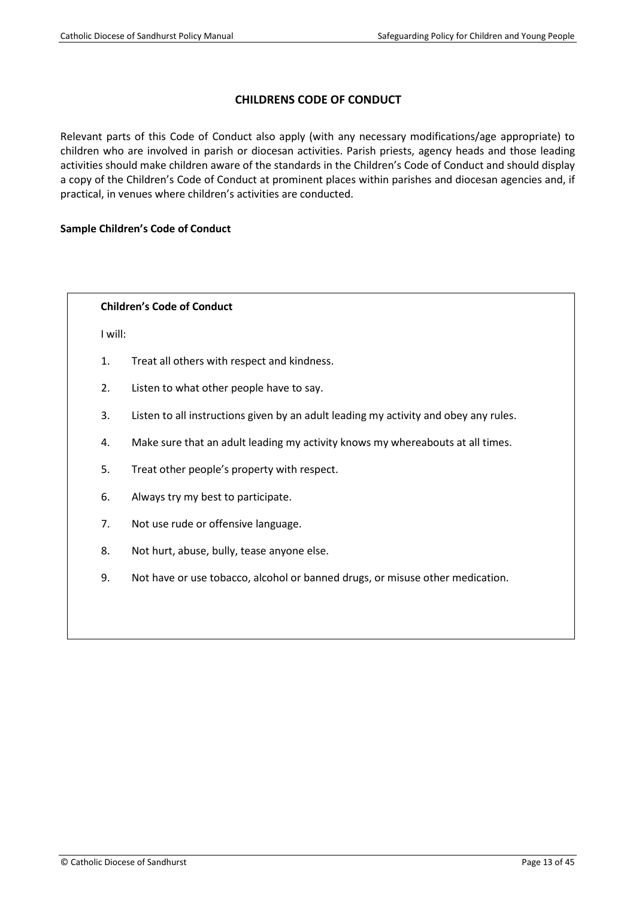## CHILDRENS CODE OF CONDUCT

Relevant parts of this Code of Conduct also apply (with any necessary modifications/age appropriate) to children who are involved in parish or diocesan activities. Parish priests, agency heads and those leading activities should make children aware of the standards in the Children's Code of Conduct and should display a copy of the Children's Code of Conduct at prominent places within parishes and diocesan agencies and, if practical, in venues where children's activities are conducted.

**Sample Children's Code of Conduct**

**Children's Code of Conduct**

I will:

1. Treat all others with respect and kindness.
2. Listen to what other people have to say.
3. Listen to all instructions given by an adult leading my activity and obey any rules.
4. Make sure that an adult leading my activity knows my whereabouts at all times.
5. Treat other people's property with respect.
6. Always try my best to participate.
7. Not use rude or offensive language.
8. Not hurt, abuse, bully, tease anyone else.
9. Not have or use tobacco, alcohol or banned drugs, or misuse other medication.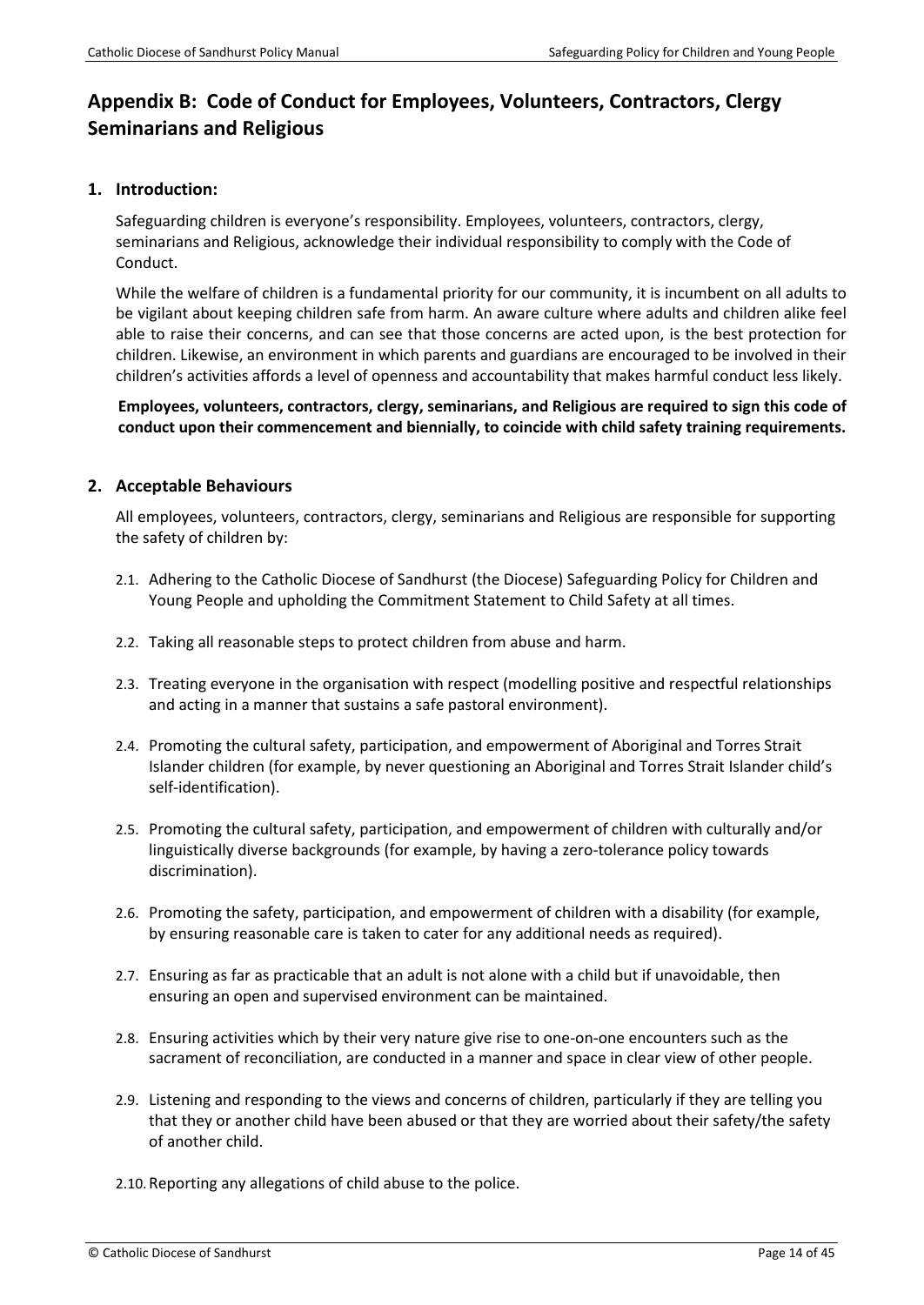## Appendix B: Code of Conduct for Employees, Volunteers, Contractors, Clergy Seminarians and Religious

### 1. Introduction:

Safeguarding children is everyone's responsibility. Employees, volunteers, contractors, clergy, seminarians and Religious, acknowledge their individual responsibility to comply with the Code of Conduct.

While the welfare of children is a fundamental priority for our community, it is incumbent on all adults to be vigilant about keeping children safe from harm. An aware culture where adults and children alike feel able to raise their concerns, and can see that those concerns are acted upon, is the best protection for children. Likewise, an environment in which parents and guardians are encouraged to be involved in their children's activities affords a level of openness and accountability that makes harmful conduct less likely.

**Employees, volunteers, contractors, clergy, seminarians, and Religious are required to sign this code of conduct upon their commencement and biennially, to coincide with child safety training requirements.**

### 2. Acceptable Behaviours

All employees, volunteers, contractors, clergy, seminarians and Religious are responsible for supporting the safety of children by:

2.1. Adhering to the Catholic Diocese of Sandhurst (the Diocese) Safeguarding Policy for Children and Young People and upholding the Commitment Statement to Child Safety at all times.

2.2. Taking all reasonable steps to protect children from abuse and harm.

2.3. Treating everyone in the organisation with respect (modelling positive and respectful relationships and acting in a manner that sustains a safe pastoral environment).

2.4. Promoting the cultural safety, participation, and empowerment of Aboriginal and Torres Strait Islander children (for example, by never questioning an Aboriginal and Torres Strait Islander child's self-identification).

2.5. Promoting the cultural safety, participation, and empowerment of children with culturally and/or linguistically diverse backgrounds (for example, by having a zero-tolerance policy towards discrimination).

2.6. Promoting the safety, participation, and empowerment of children with a disability (for example, by ensuring reasonable care is taken to cater for any additional needs as required).

2.7. Ensuring as far as practicable that an adult is not alone with a child but if unavoidable, then ensuring an open and supervised environment can be maintained.

2.8. Ensuring activities which by their very nature give rise to one-on-one encounters such as the sacrament of reconciliation, are conducted in a manner and space in clear view of other people.

2.9. Listening and responding to the views and concerns of children, particularly if they are telling you that they or another child have been abused or that they are worried about their safety/the safety of another child.

2.10. Reporting any allegations of child abuse to the police.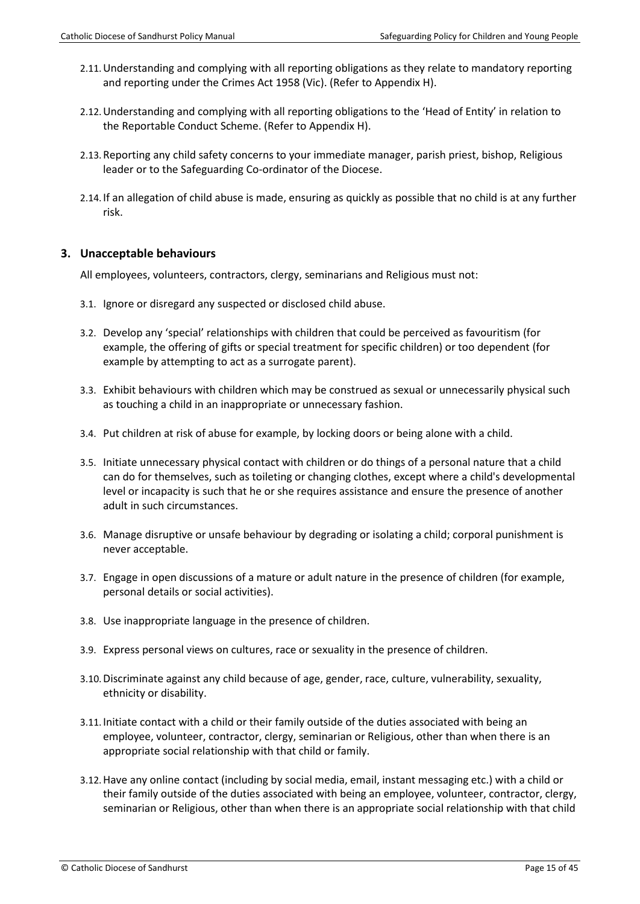2.11. Understanding and complying with all reporting obligations as they relate to mandatory reporting and reporting under the Crimes Act 1958 (Vic). (Refer to Appendix H).

2.12. Understanding and complying with all reporting obligations to the 'Head of Entity' in relation to the Reportable Conduct Scheme. (Refer to Appendix H).

2.13. Reporting any child safety concerns to your immediate manager, parish priest, bishop, Religious leader or to the Safeguarding Co-ordinator of the Diocese.

2.14. If an allegation of child abuse is made, ensuring as quickly as possible that no child is at any further risk.

## 3. Unacceptable behaviours

All employees, volunteers, contractors, clergy, seminarians and Religious must not:

3.1. Ignore or disregard any suspected or disclosed child abuse.

3.2. Develop any 'special' relationships with children that could be perceived as favouritism (for example, the offering of gifts or special treatment for specific children) or too dependent (for example by attempting to act as a surrogate parent).

3.3. Exhibit behaviours with children which may be construed as sexual or unnecessarily physical such as touching a child in an inappropriate or unnecessary fashion.

3.4. Put children at risk of abuse for example, by locking doors or being alone with a child.

3.5. Initiate unnecessary physical contact with children or do things of a personal nature that a child can do for themselves, such as toileting or changing clothes, except where a child's developmental level or incapacity is such that he or she requires assistance and ensure the presence of another adult in such circumstances.

3.6. Manage disruptive or unsafe behaviour by degrading or isolating a child; corporal punishment is never acceptable.

3.7. Engage in open discussions of a mature or adult nature in the presence of children (for example, personal details or social activities).

3.8. Use inappropriate language in the presence of children.

3.9. Express personal views on cultures, race or sexuality in the presence of children.

3.10. Discriminate against any child because of age, gender, race, culture, vulnerability, sexuality, ethnicity or disability.

3.11. Initiate contact with a child or their family outside of the duties associated with being an employee, volunteer, contractor, clergy, seminarian or Religious, other than when there is an appropriate social relationship with that child or family.

3.12. Have any online contact (including by social media, email, instant messaging etc.) with a child or their family outside of the duties associated with being an employee, volunteer, contractor, clergy, seminarian or Religious, other than when there is an appropriate social relationship with that child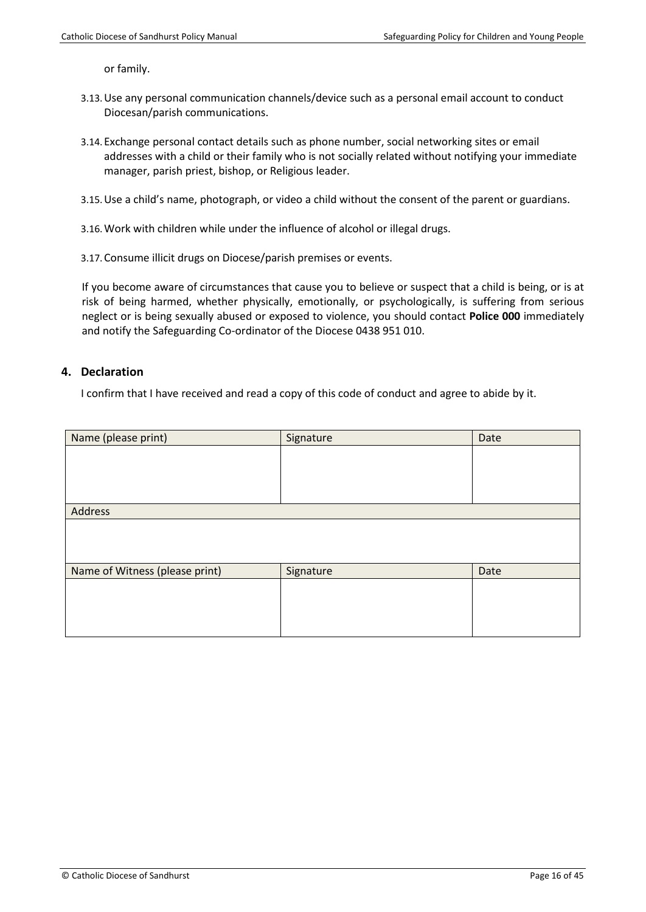or family.

3.13. Use any personal communication channels/device such as a personal email account to conduct Diocesan/parish communications.

3.14. Exchange personal contact details such as phone number, social networking sites or email addresses with a child or their family who is not socially related without notifying your immediate manager, parish priest, bishop, or Religious leader.

3.15. Use a child's name, photograph, or video a child without the consent of the parent or guardians.

3.16. Work with children while under the influence of alcohol or illegal drugs.

3.17. Consume illicit drugs on Diocese/parish premises or events.

If you become aware of circumstances that cause you to believe or suspect that a child is being, or is at risk of being harmed, whether physically, emotionally, or psychologically, is suffering from serious neglect or is being sexually abused or exposed to violence, you should contact **Police 000** immediately and notify the Safeguarding Co-ordinator of the Diocese 0438 951 010.

## 4. Declaration

I confirm that I have received and read a copy of this code of conduct and agree to abide by it.

| Name (please print) | Signature | Date |
|---|---|---|
| | | |
| Address | | |
| | | |
| Name of Witness (please print) | Signature | Date |
| | | |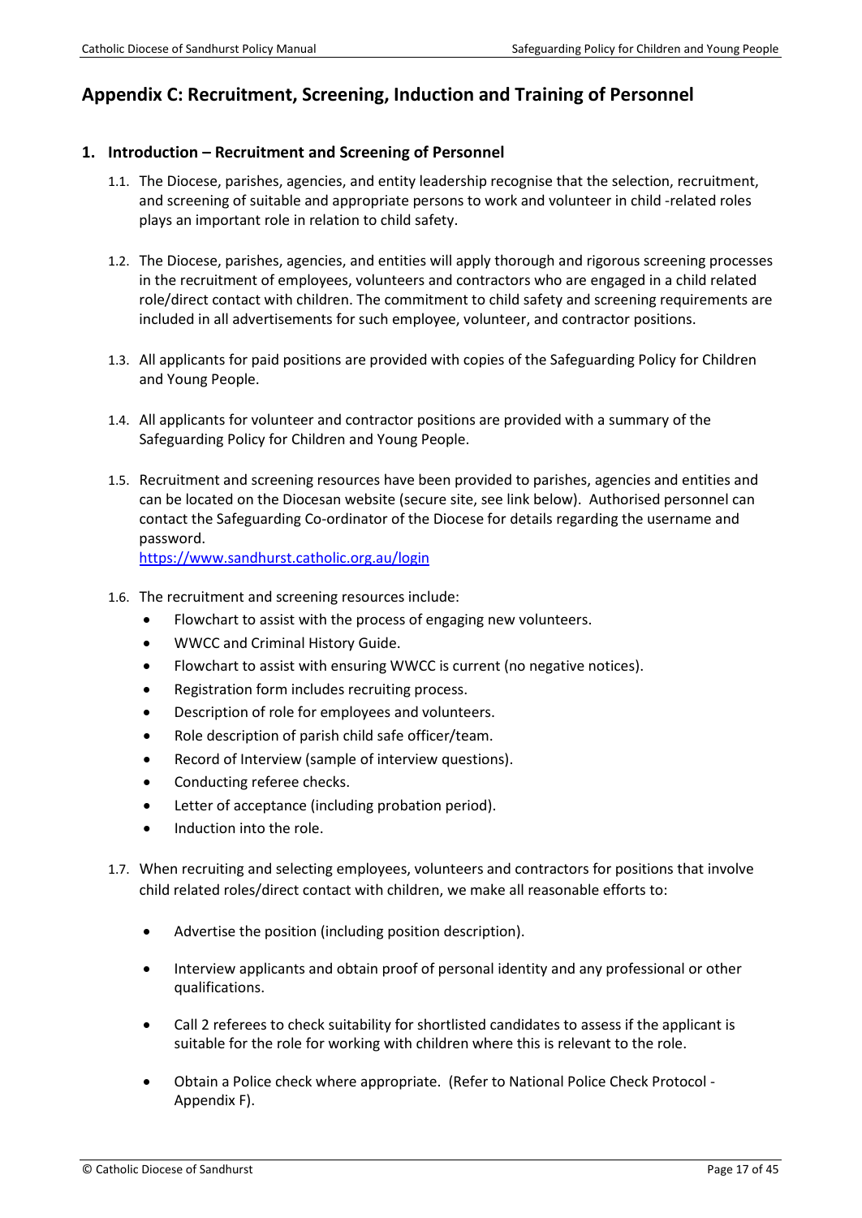# Appendix C: Recruitment, Screening, Induction and Training of Personnel

## 1. Introduction – Recruitment and Screening of Personnel

1.1. The Diocese, parishes, agencies, and entity leadership recognise that the selection, recruitment, and screening of suitable and appropriate persons to work and volunteer in child -related roles plays an important role in relation to child safety.

1.2. The Diocese, parishes, agencies, and entities will apply thorough and rigorous screening processes in the recruitment of employees, volunteers and contractors who are engaged in a child related role/direct contact with children. The commitment to child safety and screening requirements are included in all advertisements for such employee, volunteer, and contractor positions.

1.3. All applicants for paid positions are provided with copies of the Safeguarding Policy for Children and Young People.

1.4. All applicants for volunteer and contractor positions are provided with a summary of the Safeguarding Policy for Children and Young People.

1.5. Recruitment and screening resources have been provided to parishes, agencies and entities and can be located on the Diocesan website (secure site, see link below). Authorised personnel can contact the Safeguarding Co-ordinator of the Diocese for details regarding the username and password.
https://www.sandhurst.catholic.org.au/login

1.6. The recruitment and screening resources include:

- Flowchart to assist with the process of engaging new volunteers.
- WWCC and Criminal History Guide.
- Flowchart to assist with ensuring WWCC is current (no negative notices).
- Registration form includes recruiting process.
- Description of role for employees and volunteers.
- Role description of parish child safe officer/team.
- Record of Interview (sample of interview questions).
- Conducting referee checks.
- Letter of acceptance (including probation period).
- Induction into the role.

1.7. When recruiting and selecting employees, volunteers and contractors for positions that involve child related roles/direct contact with children, we make all reasonable efforts to:

- Advertise the position (including position description).
- Interview applicants and obtain proof of personal identity and any professional or other qualifications.
- Call 2 referees to check suitability for shortlisted candidates to assess if the applicant is suitable for the role for working with children where this is relevant to the role.
- Obtain a Police check where appropriate. (Refer to National Police Check Protocol - Appendix F).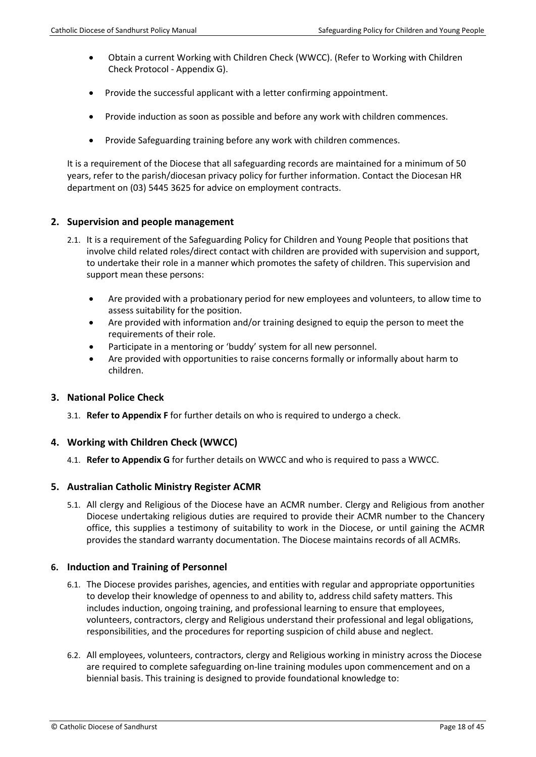- Obtain a current Working with Children Check (WWCC). (Refer to Working with Children Check Protocol - Appendix G).
- Provide the successful applicant with a letter confirming appointment.
- Provide induction as soon as possible and before any work with children commences.
- Provide Safeguarding training before any work with children commences.

It is a requirement of the Diocese that all safeguarding records are maintained for a minimum of 50 years, refer to the parish/diocesan privacy policy for further information. Contact the Diocesan HR department on (03) 5445 3625 for advice on employment contracts.

## 2. Supervision and people management

2.1. It is a requirement of the Safeguarding Policy for Children and Young People that positions that involve child related roles/direct contact with children are provided with supervision and support, to undertake their role in a manner which promotes the safety of children. This supervision and support mean these persons:

- Are provided with a probationary period for new employees and volunteers, to allow time to assess suitability for the position.
- Are provided with information and/or training designed to equip the person to meet the requirements of their role.
- Participate in a mentoring or 'buddy' system for all new personnel.
- Are provided with opportunities to raise concerns formally or informally about harm to children.

## 3. National Police Check

3.1. **Refer to Appendix F** for further details on who is required to undergo a check.

## 4. Working with Children Check (WWCC)

4.1. **Refer to Appendix G** for further details on WWCC and who is required to pass a WWCC.

## 5. Australian Catholic Ministry Register ACMR

5.1. All clergy and Religious of the Diocese have an ACMR number. Clergy and Religious from another Diocese undertaking religious duties are required to provide their ACMR number to the Chancery office, this supplies a testimony of suitability to work in the Diocese, or until gaining the ACMR provides the standard warranty documentation. The Diocese maintains records of all ACMRs.

## 6. Induction and Training of Personnel

6.1. The Diocese provides parishes, agencies, and entities with regular and appropriate opportunities to develop their knowledge of openness to and ability to, address child safety matters. This includes induction, ongoing training, and professional learning to ensure that employees, volunteers, contractors, clergy and Religious understand their professional and legal obligations, responsibilities, and the procedures for reporting suspicion of child abuse and neglect.

6.2. All employees, volunteers, contractors, clergy and Religious working in ministry across the Diocese are required to complete safeguarding on-line training modules upon commencement and on a biennial basis. This training is designed to provide foundational knowledge to: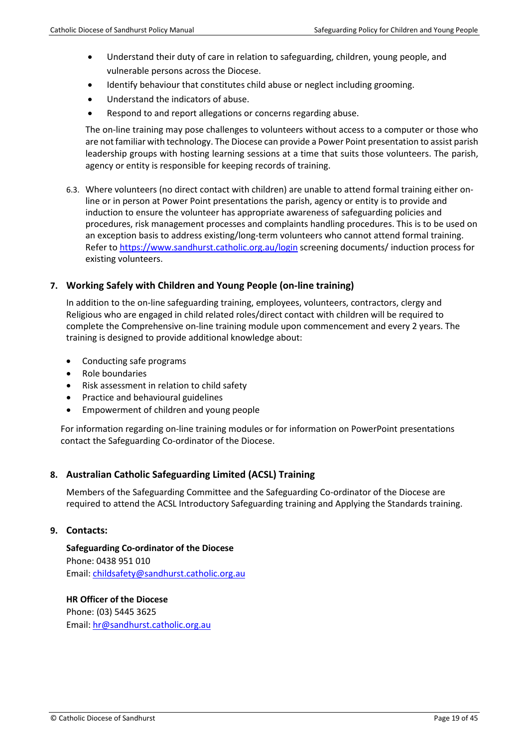- Understand their duty of care in relation to safeguarding, children, young people, and vulnerable persons across the Diocese.
- Identify behaviour that constitutes child abuse or neglect including grooming.
- Understand the indicators of abuse.
- Respond to and report allegations or concerns regarding abuse.

The on-line training may pose challenges to volunteers without access to a computer or those who are not familiar with technology. The Diocese can provide a Power Point presentation to assist parish leadership groups with hosting learning sessions at a time that suits those volunteers. The parish, agency or entity is responsible for keeping records of training.

6.3. Where volunteers (no direct contact with children) are unable to attend formal training either on-line or in person at Power Point presentations the parish, agency or entity is to provide and induction to ensure the volunteer has appropriate awareness of safeguarding policies and procedures, risk management processes and complaints handling procedures. This is to be used on an exception basis to address existing/long-term volunteers who cannot attend formal training. Refer to https://www.sandhurst.catholic.org.au/login screening documents/ induction process for existing volunteers.

## 7. Working Safely with Children and Young People (on-line training)

In addition to the on-line safeguarding training, employees, volunteers, contractors, clergy and Religious who are engaged in child related roles/direct contact with children will be required to complete the Comprehensive on-line training module upon commencement and every 2 years. The training is designed to provide additional knowledge about:

- Conducting safe programs
- Role boundaries
- Risk assessment in relation to child safety
- Practice and behavioural guidelines
- Empowerment of children and young people

For information regarding on-line training modules or for information on PowerPoint presentations contact the Safeguarding Co-ordinator of the Diocese.

## 8. Australian Catholic Safeguarding Limited (ACSL) Training

Members of the Safeguarding Committee and the Safeguarding Co-ordinator of the Diocese are required to attend the ACSL Introductory Safeguarding training and Applying the Standards training.

## 9. Contacts:

**Safeguarding Co-ordinator of the Diocese**
Phone: 0438 951 010
Email: childsafety@sandhurst.catholic.org.au

**HR Officer of the Diocese**
Phone: (03) 5445 3625
Email: hr@sandhurst.catholic.org.au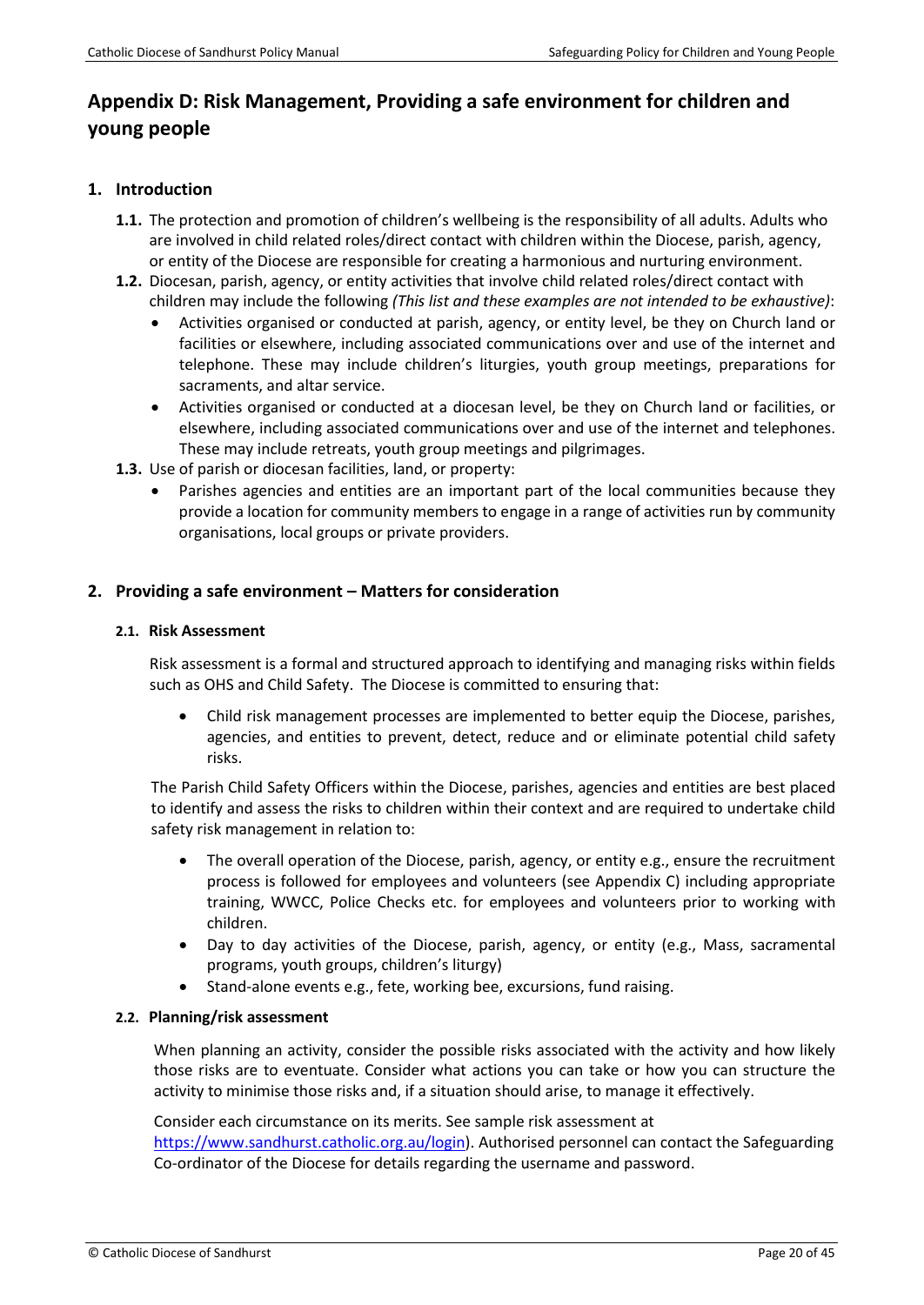# Appendix D: Risk Management, Providing a safe environment for children and young people

## 1. Introduction

**1.1.** The protection and promotion of children's wellbeing is the responsibility of all adults. Adults who are involved in child related roles/direct contact with children within the Diocese, parish, agency, or entity of the Diocese are responsible for creating a harmonious and nurturing environment.

**1.2.** Diocesan, parish, agency, or entity activities that involve child related roles/direct contact with children may include the following *(This list and these examples are not intended to be exhaustive)*:

- Activities organised or conducted at parish, agency, or entity level, be they on Church land or facilities or elsewhere, including associated communications over and use of the internet and telephone. These may include children's liturgies, youth group meetings, preparations for sacraments, and altar service.
- Activities organised or conducted at a diocesan level, be they on Church land or facilities, or elsewhere, including associated communications over and use of the internet and telephones. These may include retreats, youth group meetings and pilgrimages.

**1.3.** Use of parish or diocesan facilities, land, or property:

- Parishes agencies and entities are an important part of the local communities because they provide a location for community members to engage in a range of activities run by community organisations, local groups or private providers.

## 2. Providing a safe environment – Matters for consideration

### 2.1. Risk Assessment

Risk assessment is a formal and structured approach to identifying and managing risks within fields such as OHS and Child Safety. The Diocese is committed to ensuring that:

- Child risk management processes are implemented to better equip the Diocese, parishes, agencies, and entities to prevent, detect, reduce and or eliminate potential child safety risks.

The Parish Child Safety Officers within the Diocese, parishes, agencies and entities are best placed to identify and assess the risks to children within their context and are required to undertake child safety risk management in relation to:

- The overall operation of the Diocese, parish, agency, or entity e.g., ensure the recruitment process is followed for employees and volunteers (see Appendix C) including appropriate training, WWCC, Police Checks etc. for employees and volunteers prior to working with children.
- Day to day activities of the Diocese, parish, agency, or entity (e.g., Mass, sacramental programs, youth groups, children's liturgy)
- Stand-alone events e.g., fete, working bee, excursions, fund raising.

### 2.2. Planning/risk assessment

When planning an activity, consider the possible risks associated with the activity and how likely those risks are to eventuate. Consider what actions you can take or how you can structure the activity to minimise those risks and, if a situation should arise, to manage it effectively.

Consider each circumstance on its merits. See sample risk assessment at https://www.sandhurst.catholic.org.au/login). Authorised personnel can contact the Safeguarding Co-ordinator of the Diocese for details regarding the username and password.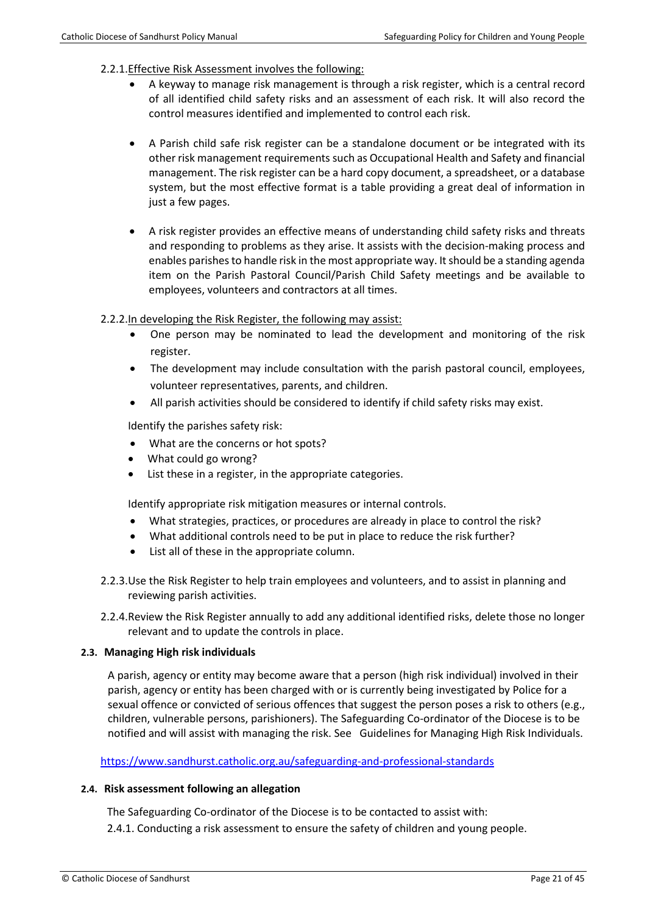2.2.1. <u>Effective Risk Assessment involves the following:</u>

- A keyway to manage risk management is through a risk register, which is a central record of all identified child safety risks and an assessment of each risk. It will also record the control measures identified and implemented to control each risk.

- A Parish child safe risk register can be a standalone document or be integrated with its other risk management requirements such as Occupational Health and Safety and financial management. The risk register can be a hard copy document, a spreadsheet, or a database system, but the most effective format is a table providing a great deal of information in just a few pages.

- A risk register provides an effective means of understanding child safety risks and threats and responding to problems as they arise. It assists with the decision-making process and enables parishes to handle risk in the most appropriate way. It should be a standing agenda item on the Parish Pastoral Council/Parish Child Safety meetings and be available to employees, volunteers and contractors at all times.

2.2.2. <u>In developing the Risk Register, the following may assist:</u>

- One person may be nominated to lead the development and monitoring of the risk register.
- The development may include consultation with the parish pastoral council, employees, volunteer representatives, parents, and children.
- All parish activities should be considered to identify if child safety risks may exist.

Identify the parishes safety risk:

- What are the concerns or hot spots?
- What could go wrong?
- List these in a register, in the appropriate categories.

Identify appropriate risk mitigation measures or internal controls.

- What strategies, practices, or procedures are already in place to control the risk?
- What additional controls need to be put in place to reduce the risk further?
- List all of these in the appropriate column.

2.2.3. Use the Risk Register to help train employees and volunteers, and to assist in planning and reviewing parish activities.

2.2.4. Review the Risk Register annually to add any additional identified risks, delete those no longer relevant and to update the controls in place.

**2.3. Managing High risk individuals**

A parish, agency or entity may become aware that a person (high risk individual) involved in their parish, agency or entity has been charged with or is currently being investigated by Police for a sexual offence or convicted of serious offences that suggest the person poses a risk to others (e.g., children, vulnerable persons, parishioners). The Safeguarding Co-ordinator of the Diocese is to be notified and will assist with managing the risk. See Guidelines for Managing High Risk Individuals.

https://www.sandhurst.catholic.org.au/safeguarding-and-professional-standards

**2.4. Risk assessment following an allegation**

The Safeguarding Co-ordinator of the Diocese is to be contacted to assist with:

2.4.1. Conducting a risk assessment to ensure the safety of children and young people.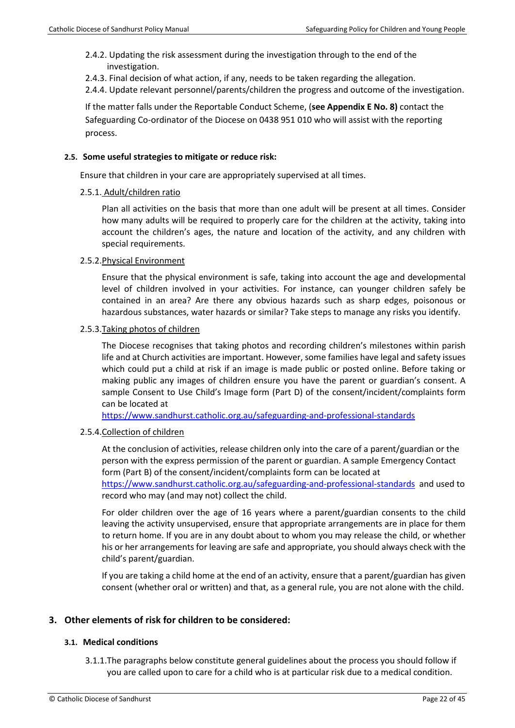2.4.2. Updating the risk assessment during the investigation through to the end of the investigation.

2.4.3. Final decision of what action, if any, needs to be taken regarding the allegation.

2.4.4. Update relevant personnel/parents/children the progress and outcome of the investigation.

If the matter falls under the Reportable Conduct Scheme, (**see Appendix E No. 8)** contact the Safeguarding Co-ordinator of the Diocese on 0438 951 010 who will assist with the reporting process.

#### 2.5. Some useful strategies to mitigate or reduce risk:

Ensure that children in your care are appropriately supervised at all times.

2.5.1. Adult/children ratio

Plan all activities on the basis that more than one adult will be present at all times. Consider how many adults will be required to properly care for the children at the activity, taking into account the children's ages, the nature and location of the activity, and any children with special requirements.

2.5.2. Physical Environment

Ensure that the physical environment is safe, taking into account the age and developmental level of children involved in your activities. For instance, can younger children safely be contained in an area? Are there any obvious hazards such as sharp edges, poisonous or hazardous substances, water hazards or similar? Take steps to manage any risks you identify.

2.5.3. Taking photos of children

The Diocese recognises that taking photos and recording children's milestones within parish life and at Church activities are important. However, some families have legal and safety issues which could put a child at risk if an image is made public or posted online. Before taking or making public any images of children ensure you have the parent or guardian's consent. A sample Consent to Use Child's Image form (Part D) of the consent/incident/complaints form can be located at https://www.sandhurst.catholic.org.au/safeguarding-and-professional-standards

2.5.4. Collection of children

At the conclusion of activities, release children only into the care of a parent/guardian or the person with the express permission of the parent or guardian. A sample Emergency Contact form (Part B) of the consent/incident/complaints form can be located at https://www.sandhurst.catholic.org.au/safeguarding-and-professional-standards and used to record who may (and may not) collect the child.

For older children over the age of 16 years where a parent/guardian consents to the child leaving the activity unsupervised, ensure that appropriate arrangements are in place for them to return home. If you are in any doubt about to whom you may release the child, or whether his or her arrangements for leaving are safe and appropriate, you should always check with the child's parent/guardian.

If you are taking a child home at the end of an activity, ensure that a parent/guardian has given consent (whether oral or written) and that, as a general rule, you are not alone with the child.

### 3. Other elements of risk for children to be considered:

#### 3.1. Medical conditions

3.1.1. The paragraphs below constitute general guidelines about the process you should follow if you are called upon to care for a child who is at particular risk due to a medical condition.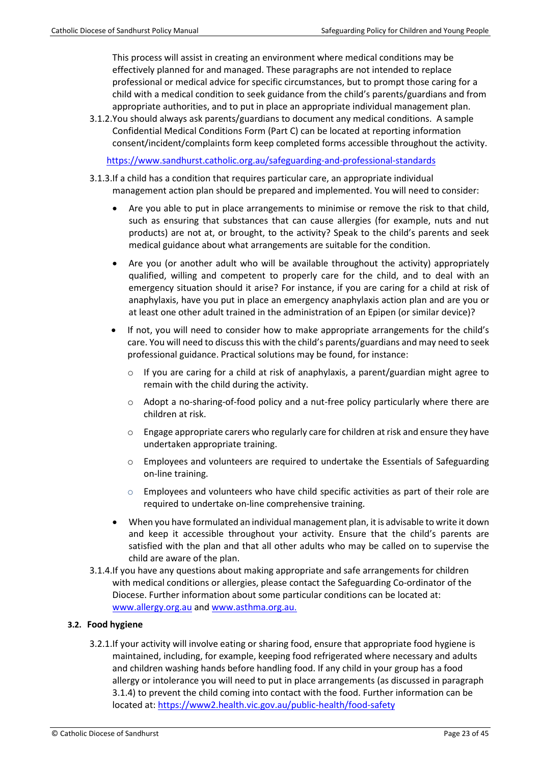This process will assist in creating an environment where medical conditions may be effectively planned for and managed. These paragraphs are not intended to replace professional or medical advice for specific circumstances, but to prompt those caring for a child with a medical condition to seek guidance from the child's parents/guardians and from appropriate authorities, and to put in place an appropriate individual management plan.

3.1.2. You should always ask parents/guardians to document any medical conditions. A sample Confidential Medical Conditions Form (Part C) can be located at reporting information consent/incident/complaints form keep completed forms accessible throughout the activity.

https://www.sandhurst.catholic.org.au/safeguarding-and-professional-standards

3.1.3. If a child has a condition that requires particular care, an appropriate individual management action plan should be prepared and implemented. You will need to consider:

- Are you able to put in place arrangements to minimise or remove the risk to that child, such as ensuring that substances that can cause allergies (for example, nuts and nut products) are not at, or brought, to the activity? Speak to the child's parents and seek medical guidance about what arrangements are suitable for the condition.
- Are you (or another adult who will be available throughout the activity) appropriately qualified, willing and competent to properly care for the child, and to deal with an emergency situation should it arise? For instance, if you are caring for a child at risk of anaphylaxis, have you put in place an emergency anaphylaxis action plan and are you or at least one other adult trained in the administration of an Epipen (or similar device)?
- If not, you will need to consider how to make appropriate arrangements for the child's care. You will need to discuss this with the child's parents/guardians and may need to seek professional guidance. Practical solutions may be found, for instance:
    - If you are caring for a child at risk of anaphylaxis, a parent/guardian might agree to remain with the child during the activity.
    - Adopt a no-sharing-of-food policy and a nut-free policy particularly where there are children at risk.
    - Engage appropriate carers who regularly care for children at risk and ensure they have undertaken appropriate training.
    - Employees and volunteers are required to undertake the Essentials of Safeguarding on-line training.
    - Employees and volunteers who have child specific activities as part of their role are required to undertake on-line comprehensive training.
- When you have formulated an individual management plan, it is advisable to write it down and keep it accessible throughout your activity. Ensure that the child's parents are satisfied with the plan and that all other adults who may be called on to supervise the child are aware of the plan.

3.1.4. If you have any questions about making appropriate and safe arrangements for children with medical conditions or allergies, please contact the Safeguarding Co-ordinator of the Diocese. Further information about some particular conditions can be located at: www.allergy.org.au and www.asthma.org.au.

### 3.2. Food hygiene

3.2.1. If your activity will involve eating or sharing food, ensure that appropriate food hygiene is maintained, including, for example, keeping food refrigerated where necessary and adults and children washing hands before handling food. If any child in your group has a food allergy or intolerance you will need to put in place arrangements (as discussed in paragraph 3.1.4) to prevent the child coming into contact with the food. Further information can be located at: https://www2.health.vic.gov.au/public-health/food-safety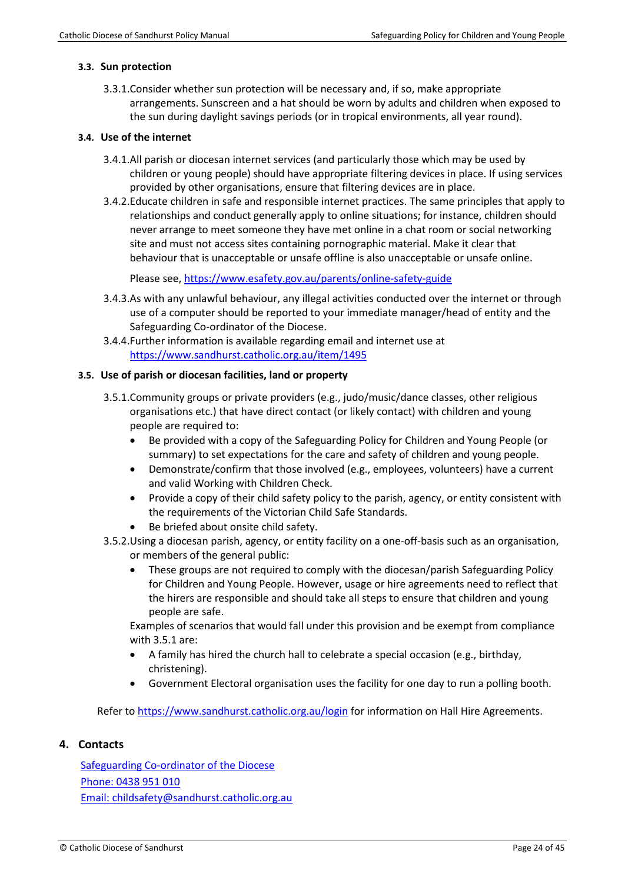### 3.3. Sun protection

3.3.1. Consider whether sun protection will be necessary and, if so, make appropriate arrangements. Sunscreen and a hat should be worn by adults and children when exposed to the sun during daylight savings periods (or in tropical environments, all year round).

### 3.4. Use of the internet

3.4.1. All parish or diocesan internet services (and particularly those which may be used by children or young people) should have appropriate filtering devices in place. If using services provided by other organisations, ensure that filtering devices are in place.

3.4.2. Educate children in safe and responsible internet practices. The same principles that apply to relationships and conduct generally apply to online situations; for instance, children should never arrange to meet someone they have met online in a chat room or social networking site and must not access sites containing pornographic material. Make it clear that behaviour that is unacceptable or unsafe offline is also unacceptable or unsafe online.

Please see, [https://www.esafety.gov.au/parents/online-safety-guide](https://www.esafety.gov.au/parents/online-safety-guide)

3.4.3. As with any unlawful behaviour, any illegal activities conducted over the internet or through use of a computer should be reported to your immediate manager/head of entity and the Safeguarding Co-ordinator of the Diocese.

3.4.4. Further information is available regarding email and internet use at [https://www.sandhurst.catholic.org.au/item/1495](https://www.sandhurst.catholic.org.au/item/1495)

### 3.5. Use of parish or diocesan facilities, land or property

3.5.1. Community groups or private providers (e.g., judo/music/dance classes, other religious organisations etc.) that have direct contact (or likely contact) with children and young people are required to:

- Be provided with a copy of the Safeguarding Policy for Children and Young People (or summary) to set expectations for the care and safety of children and young people.
- Demonstrate/confirm that those involved (e.g., employees, volunteers) have a current and valid Working with Children Check.
- Provide a copy of their child safety policy to the parish, agency, or entity consistent with the requirements of the Victorian Child Safe Standards.
- Be briefed about onsite child safety.

3.5.2. Using a diocesan parish, agency, or entity facility on a one-off-basis such as an organisation, or members of the general public:

- These groups are not required to comply with the diocesan/parish Safeguarding Policy for Children and Young People. However, usage or hire agreements need to reflect that the hirers are responsible and should take all steps to ensure that children and young people are safe.

Examples of scenarios that would fall under this provision and be exempt from compliance with 3.5.1 are:

- A family has hired the church hall to celebrate a special occasion (e.g., birthday, christening).
- Government Electoral organisation uses the facility for one day to run a polling booth.

Refer to [https://www.sandhurst.catholic.org.au/login](https://www.sandhurst.catholic.org.au/login) for information on Hall Hire Agreements.

## 4. Contacts

Safeguarding Co-ordinator of the Diocese
Phone: 0438 951 010
Email: childsafety@sandhurst.catholic.org.au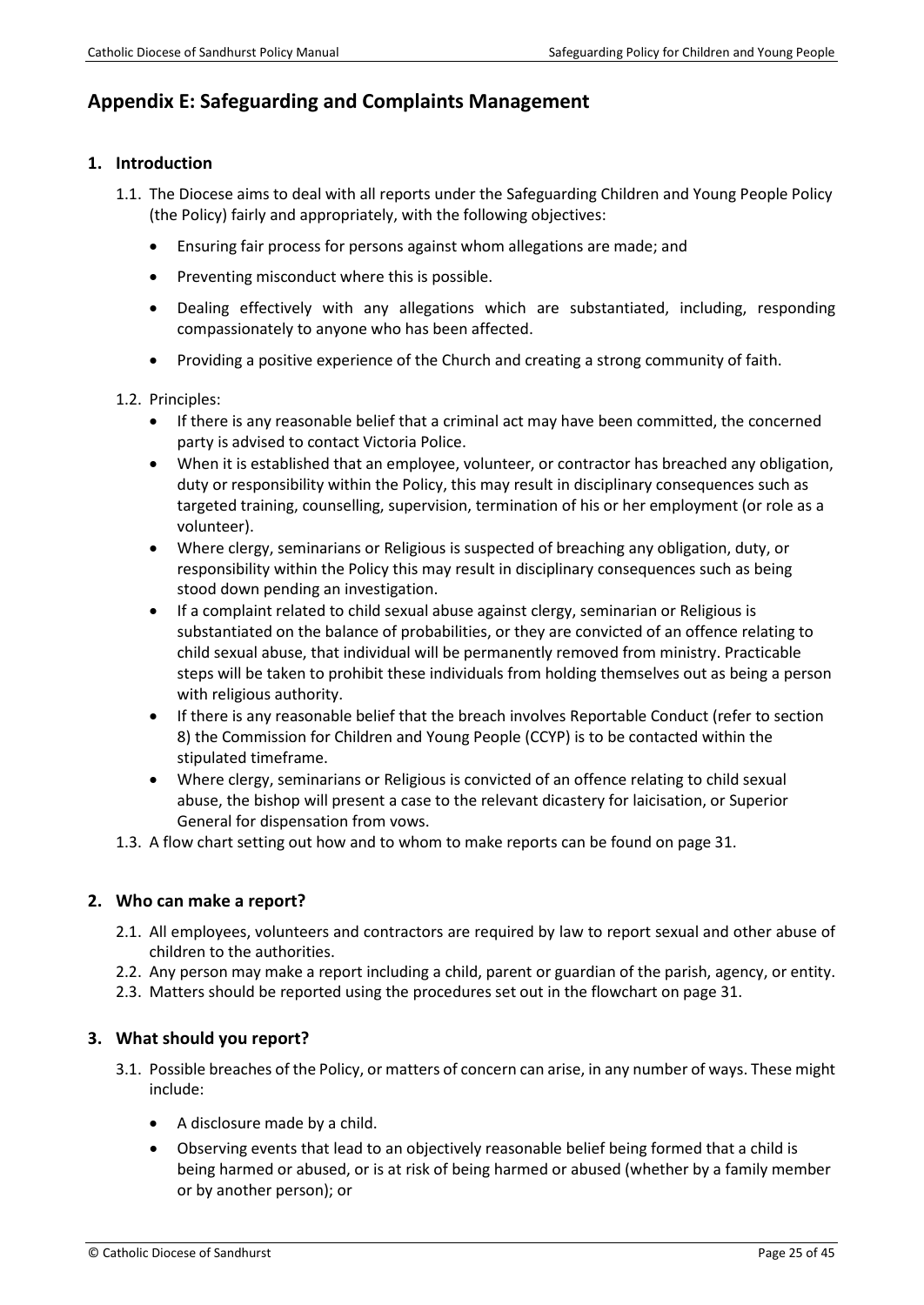## Appendix E: Safeguarding and Complaints Management

### 1. Introduction

1.1. The Diocese aims to deal with all reports under the Safeguarding Children and Young People Policy (the Policy) fairly and appropriately, with the following objectives:

- Ensuring fair process for persons against whom allegations are made; and
- Preventing misconduct where this is possible.
- Dealing effectively with any allegations which are substantiated, including, responding compassionately to anyone who has been affected.
- Providing a positive experience of the Church and creating a strong community of faith.

1.2. Principles:

- If there is any reasonable belief that a criminal act may have been committed, the concerned party is advised to contact Victoria Police.
- When it is established that an employee, volunteer, or contractor has breached any obligation, duty or responsibility within the Policy, this may result in disciplinary consequences such as targeted training, counselling, supervision, termination of his or her employment (or role as a volunteer).
- Where clergy, seminarians or Religious is suspected of breaching any obligation, duty, or responsibility within the Policy this may result in disciplinary consequences such as being stood down pending an investigation.
- If a complaint related to child sexual abuse against clergy, seminarian or Religious is substantiated on the balance of probabilities, or they are convicted of an offence relating to child sexual abuse, that individual will be permanently removed from ministry. Practicable steps will be taken to prohibit these individuals from holding themselves out as being a person with religious authority.
- If there is any reasonable belief that the breach involves Reportable Conduct (refer to section 8) the Commission for Children and Young People (CCYP) is to be contacted within the stipulated timeframe.
- Where clergy, seminarians or Religious is convicted of an offence relating to child sexual abuse, the bishop will present a case to the relevant dicastery for laicisation, or Superior General for dispensation from vows.

1.3. A flow chart setting out how and to whom to make reports can be found on page 31.

### 2. Who can make a report?

2.1. All employees, volunteers and contractors are required by law to report sexual and other abuse of children to the authorities.

2.2. Any person may make a report including a child, parent or guardian of the parish, agency, or entity.

2.3. Matters should be reported using the procedures set out in the flowchart on page 31.

### 3. What should you report?

3.1. Possible breaches of the Policy, or matters of concern can arise, in any number of ways. These might include:

- A disclosure made by a child.
- Observing events that lead to an objectively reasonable belief being formed that a child is being harmed or abused, or is at risk of being harmed or abused (whether by a family member or by another person); or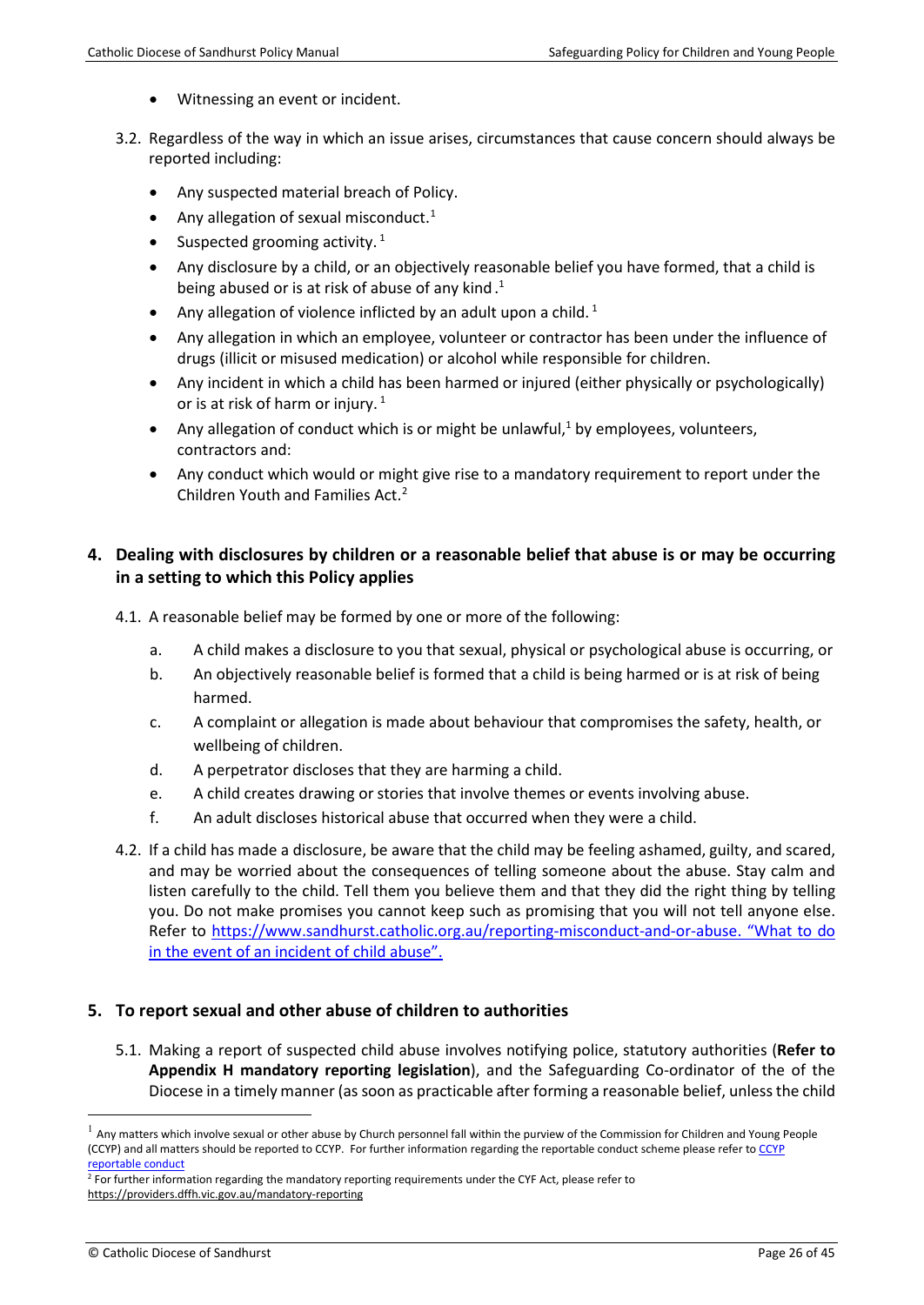- Witnessing an event or incident.

3.2. Regardless of the way in which an issue arises, circumstances that cause concern should always be reported including:

- Any suspected material breach of Policy.
- Any allegation of sexual misconduct.[1]
- Suspected grooming activity. [1]
- Any disclosure by a child, or an objectively reasonable belief you have formed, that a child is being abused or is at risk of abuse of any kind .[1]
- Any allegation of violence inflicted by an adult upon a child. [1]
- Any allegation in which an employee, volunteer or contractor has been under the influence of drugs (illicit or misused medication) or alcohol while responsible for children.
- Any incident in which a child has been harmed or injured (either physically or psychologically) or is at risk of harm or injury. [1]
- Any allegation of conduct which is or might be unlawful,[1] by employees, volunteers, contractors and:
- Any conduct which would or might give rise to a mandatory requirement to report under the Children Youth and Families Act.[2]

## 4. Dealing with disclosures by children or a reasonable belief that abuse is or may be occurring in a setting to which this Policy applies

4.1. A reasonable belief may be formed by one or more of the following:

a. A child makes a disclosure to you that sexual, physical or psychological abuse is occurring, or
b. An objectively reasonable belief is formed that a child is being harmed or is at risk of being harmed.
c. A complaint or allegation is made about behaviour that compromises the safety, health, or wellbeing of children.
d. A perpetrator discloses that they are harming a child.
e. A child creates drawing or stories that involve themes or events involving abuse.
f. An adult discloses historical abuse that occurred when they were a child.

4.2. If a child has made a disclosure, be aware that the child may be feeling ashamed, guilty, and scared, and may be worried about the consequences of telling someone about the abuse. Stay calm and listen carefully to the child. Tell them you believe them and that they did the right thing by telling you. Do not make promises you cannot keep such as promising that you will not tell anyone else. Refer to https://www.sandhurst.catholic.org.au/reporting-misconduct-and-or-abuse. "What to do in the event of an incident of child abuse".

## 5. To report sexual and other abuse of children to authorities

5.1. Making a report of suspected child abuse involves notifying police, statutory authorities (**Refer to Appendix H mandatory reporting legislation**), and the Safeguarding Co-ordinator of the of the Diocese in a timely manner (as soon as practicable after forming a reasonable belief, unless the child

---

[1] Any matters which involve sexual or other abuse by Church personnel fall within the purview of the Commission for Children and Young People (CCYP) and all matters should be reported to CCYP. For further information regarding the reportable conduct scheme please refer to CCYP reportable conduct

[2] For further information regarding the mandatory reporting requirements under the CYF Act, please refer to https://providers.dffh.vic.gov.au/mandatory-reporting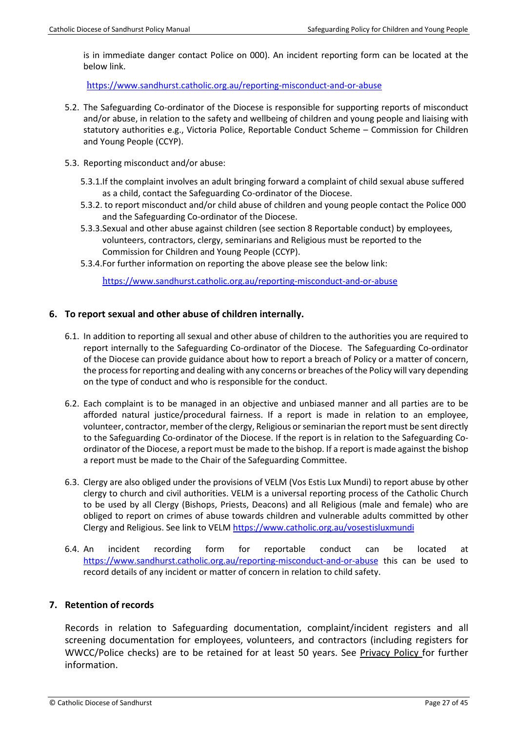is in immediate danger contact Police on 000). An incident reporting form can be located at the below link.

https://www.sandhurst.catholic.org.au/reporting-misconduct-and-or-abuse

5.2. The Safeguarding Co-ordinator of the Diocese is responsible for supporting reports of misconduct and/or abuse, in relation to the safety and wellbeing of children and young people and liaising with statutory authorities e.g., Victoria Police, Reportable Conduct Scheme – Commission for Children and Young People (CCYP).

5.3. Reporting misconduct and/or abuse:

5.3.1. If the complaint involves an adult bringing forward a complaint of child sexual abuse suffered as a child, contact the Safeguarding Co-ordinator of the Diocese.

5.3.2. to report misconduct and/or child abuse of children and young people contact the Police 000 and the Safeguarding Co-ordinator of the Diocese.

5.3.3. Sexual and other abuse against children (see section 8 Reportable conduct) by employees, volunteers, contractors, clergy, seminarians and Religious must be reported to the Commission for Children and Young People (CCYP).

5.3.4. For further information on reporting the above please see the below link:

https://www.sandhurst.catholic.org.au/reporting-misconduct-and-or-abuse

## 6. To report sexual and other abuse of children internally.

6.1. In addition to reporting all sexual and other abuse of children to the authorities you are required to report internally to the Safeguarding Co-ordinator of the Diocese. The Safeguarding Co-ordinator of the Diocese can provide guidance about how to report a breach of Policy or a matter of concern, the process for reporting and dealing with any concerns or breaches of the Policy will vary depending on the type of conduct and who is responsible for the conduct.

6.2. Each complaint is to be managed in an objective and unbiased manner and all parties are to be afforded natural justice/procedural fairness. If a report is made in relation to an employee, volunteer, contractor, member of the clergy, Religious or seminarian the report must be sent directly to the Safeguarding Co-ordinator of the Diocese. If the report is in relation to the Safeguarding Co-ordinator of the Diocese, a report must be made to the bishop. If a report is made against the bishop a report must be made to the Chair of the Safeguarding Committee.

6.3. Clergy are also obliged under the provisions of VELM (Vos Estis Lux Mundi) to report abuse by other clergy to church and civil authorities. VELM is a universal reporting process of the Catholic Church to be used by all Clergy (Bishops, Priests, Deacons) and all Religious (male and female) who are obliged to report on crimes of abuse towards children and vulnerable adults committed by other Clergy and Religious. See link to VELM https://www.catholic.org.au/vosestisluxmundi

6.4. An incident recording form for reportable conduct can be located at https://www.sandhurst.catholic.org.au/reporting-misconduct-and-or-abuse this can be used to record details of any incident or matter of concern in relation to child safety.

## 7. Retention of records

Records in relation to Safeguarding documentation, complaint/incident registers and all screening documentation for employees, volunteers, and contractors (including registers for WWCC/Police checks) are to be retained for at least 50 years. See Privacy Policy for further information.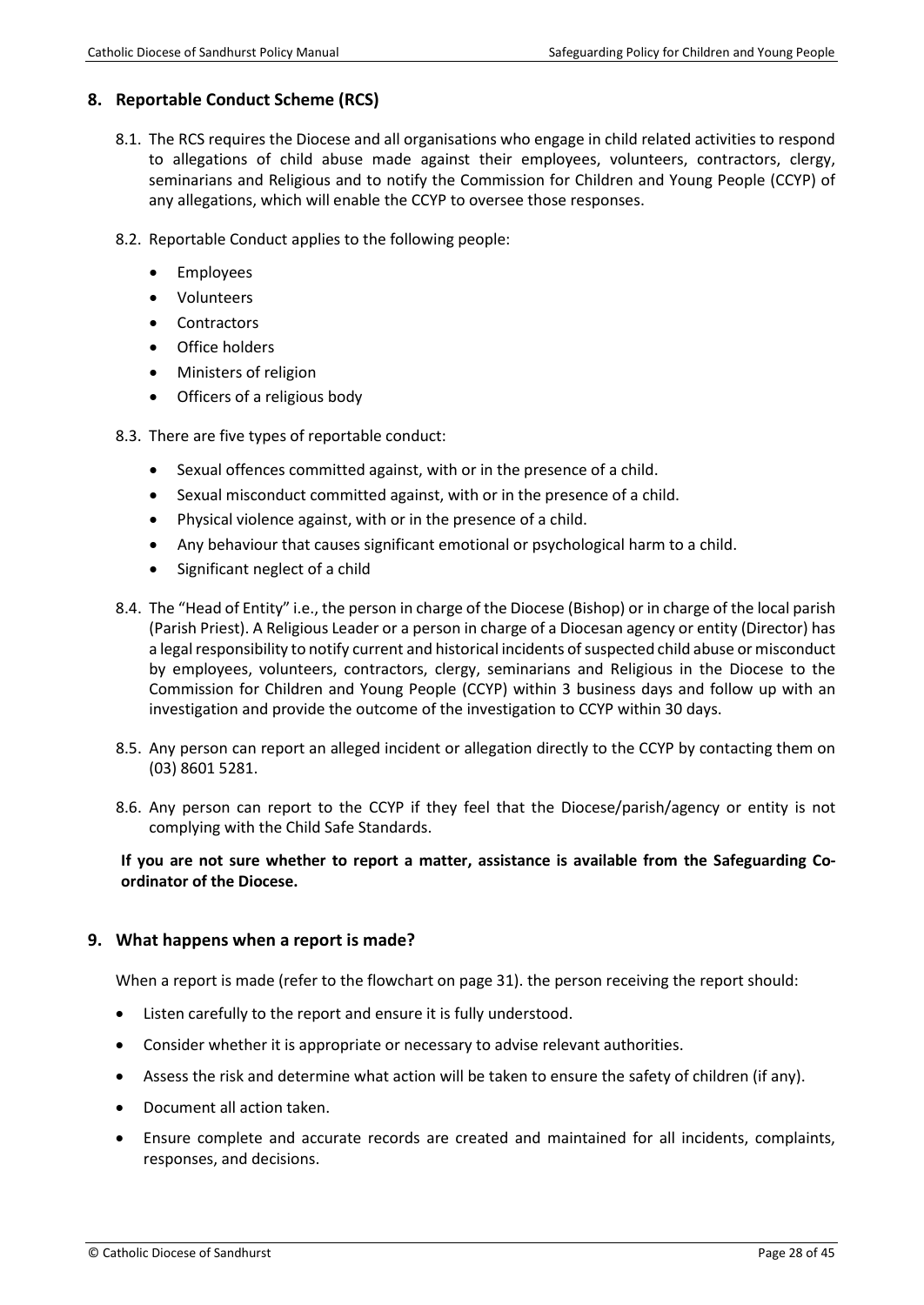## 8. Reportable Conduct Scheme (RCS)

8.1. The RCS requires the Diocese and all organisations who engage in child related activities to respond to allegations of child abuse made against their employees, volunteers, contractors, clergy, seminarians and Religious and to notify the Commission for Children and Young People (CCYP) of any allegations, which will enable the CCYP to oversee those responses.

8.2. Reportable Conduct applies to the following people:

- Employees
- Volunteers
- Contractors
- Office holders
- Ministers of religion
- Officers of a religious body

8.3. There are five types of reportable conduct:

- Sexual offences committed against, with or in the presence of a child.
- Sexual misconduct committed against, with or in the presence of a child.
- Physical violence against, with or in the presence of a child.
- Any behaviour that causes significant emotional or psychological harm to a child.
- Significant neglect of a child

8.4. The "Head of Entity" i.e., the person in charge of the Diocese (Bishop) or in charge of the local parish (Parish Priest). A Religious Leader or a person in charge of a Diocesan agency or entity (Director) has a legal responsibility to notify current and historical incidents of suspected child abuse or misconduct by employees, volunteers, contractors, clergy, seminarians and Religious in the Diocese to the Commission for Children and Young People (CCYP) within 3 business days and follow up with an investigation and provide the outcome of the investigation to CCYP within 30 days.

8.5. Any person can report an alleged incident or allegation directly to the CCYP by contacting them on (03) 8601 5281.

8.6. Any person can report to the CCYP if they feel that the Diocese/parish/agency or entity is not complying with the Child Safe Standards.

**If you are not sure whether to report a matter, assistance is available from the Safeguarding Co-ordinator of the Diocese.**

## 9. What happens when a report is made?

When a report is made (refer to the flowchart on page 31). the person receiving the report should:

- Listen carefully to the report and ensure it is fully understood.
- Consider whether it is appropriate or necessary to advise relevant authorities.
- Assess the risk and determine what action will be taken to ensure the safety of children (if any).
- Document all action taken.
- Ensure complete and accurate records are created and maintained for all incidents, complaints, responses, and decisions.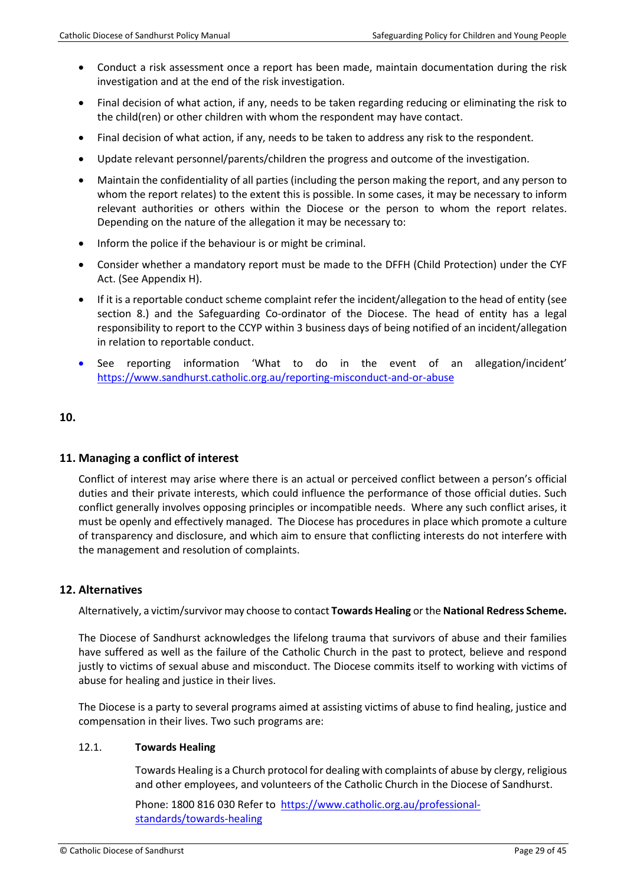- Conduct a risk assessment once a report has been made, maintain documentation during the risk investigation and at the end of the risk investigation.
- Final decision of what action, if any, needs to be taken regarding reducing or eliminating the risk to the child(ren) or other children with whom the respondent may have contact.
- Final decision of what action, if any, needs to be taken to address any risk to the respondent.
- Update relevant personnel/parents/children the progress and outcome of the investigation.
- Maintain the confidentiality of all parties (including the person making the report, and any person to whom the report relates) to the extent this is possible. In some cases, it may be necessary to inform relevant authorities or others within the Diocese or the person to whom the report relates. Depending on the nature of the allegation it may be necessary to:
- Inform the police if the behaviour is or might be criminal.
- Consider whether a mandatory report must be made to the DFFH (Child Protection) under the CYF Act. (See Appendix H).
- If it is a reportable conduct scheme complaint refer the incident/allegation to the head of entity (see section 8.) and the Safeguarding Co-ordinator of the Diocese. The head of entity has a legal responsibility to report to the CCYP within 3 business days of being notified of an incident/allegation in relation to reportable conduct.
- See reporting information 'What to do in the event of an allegation/incident' https://www.sandhurst.catholic.org.au/reporting-misconduct-and-or-abuse

## 10.

## 11. Managing a conflict of interest

Conflict of interest may arise where there is an actual or perceived conflict between a person's official duties and their private interests, which could influence the performance of those official duties. Such conflict generally involves opposing principles or incompatible needs. Where any such conflict arises, it must be openly and effectively managed. The Diocese has procedures in place which promote a culture of transparency and disclosure, and which aim to ensure that conflicting interests do not interfere with the management and resolution of complaints.

## 12. Alternatives

Alternatively, a victim/survivor may choose to contact **Towards Healing** or the **National Redress Scheme.**

The Diocese of Sandhurst acknowledges the lifelong trauma that survivors of abuse and their families have suffered as well as the failure of the Catholic Church in the past to protect, believe and respond justly to victims of sexual abuse and misconduct. The Diocese commits itself to working with victims of abuse for healing and justice in their lives.

The Diocese is a party to several programs aimed at assisting victims of abuse to find healing, justice and compensation in their lives. Two such programs are:

### 12.1. Towards Healing

Towards Healing is a Church protocol for dealing with complaints of abuse by clergy, religious and other employees, and volunteers of the Catholic Church in the Diocese of Sandhurst.

Phone: 1800 816 030 Refer to https://www.catholic.org.au/professional-standards/towards-healing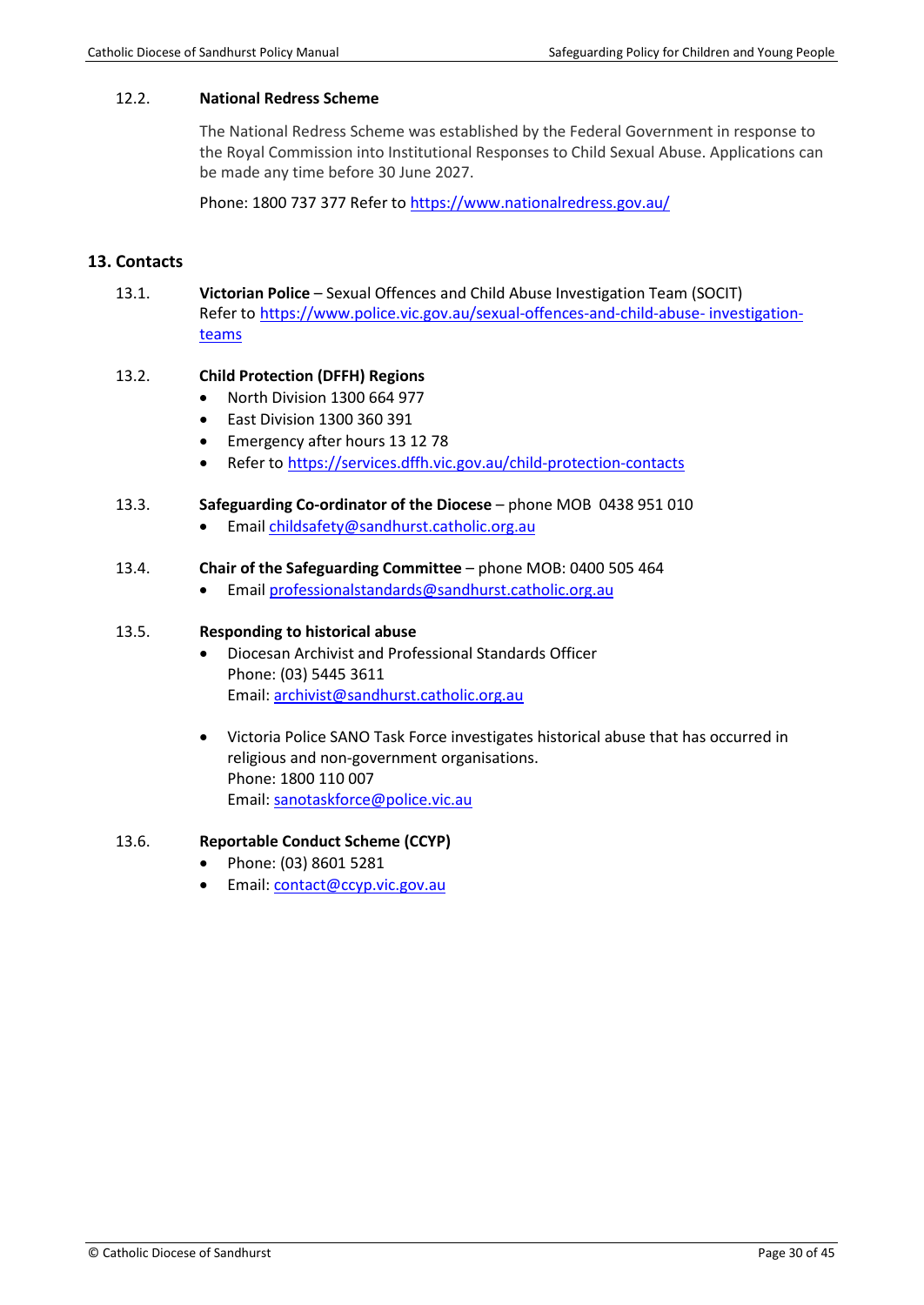### 12.2. National Redress Scheme

The National Redress Scheme was established by the Federal Government in response to the Royal Commission into Institutional Responses to Child Sexual Abuse. Applications can be made any time before 30 June 2027.

Phone: 1800 737 377 Refer to https://www.nationalredress.gov.au/

## 13. Contacts

### 13.1. Victorian Police – Sexual Offences and Child Abuse Investigation Team (SOCIT)

Refer to https://www.police.vic.gov.au/sexual-offences-and-child-abuse- investigation-teams

### 13.2. Child Protection (DFFH) Regions

- North Division 1300 664 977
- East Division 1300 360 391
- Emergency after hours 13 12 78
- Refer to https://services.dffh.vic.gov.au/child-protection-contacts

### 13.3. Safeguarding Co-ordinator of the Diocese – phone MOB 0438 951 010

- Email childsafety@sandhurst.catholic.org.au

### 13.4. Chair of the Safeguarding Committee – phone MOB: 0400 505 464

- Email professionalstandards@sandhurst.catholic.org.au

### 13.5. Responding to historical abuse

- Diocesan Archivist and Professional Standards Officer
  Phone: (03) 5445 3611
  Email: archivist@sandhurst.catholic.org.au

- Victoria Police SANO Task Force investigates historical abuse that has occurred in religious and non-government organisations.
  Phone: 1800 110 007
  Email: sanotaskforce@police.vic.au

### 13.6. Reportable Conduct Scheme (CCYP)

- Phone: (03) 8601 5281
- Email: contact@ccyp.vic.gov.au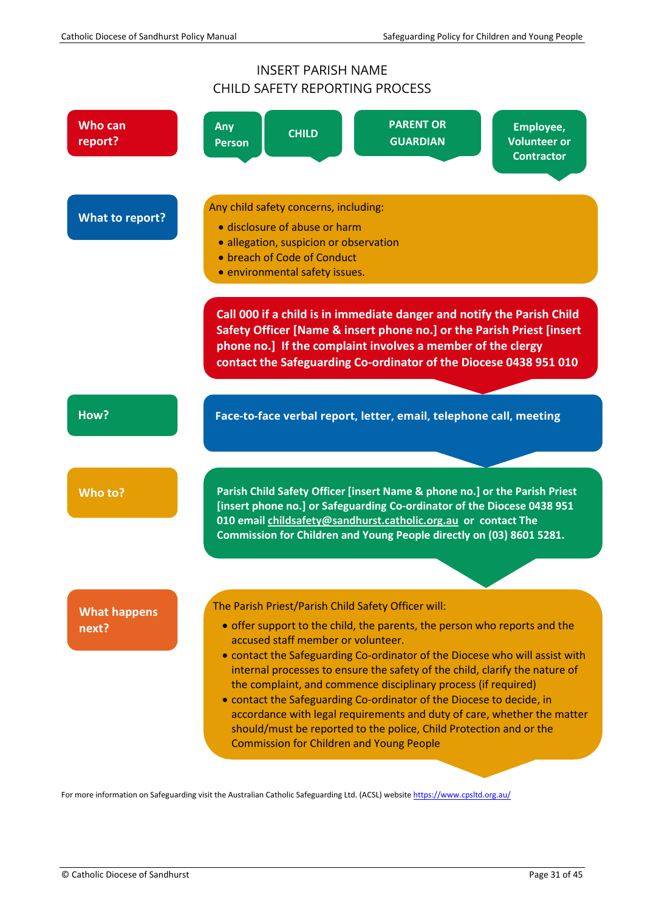# INSERT PARISH NAME
# CHILD SAFETY REPORTING PROCESS

**Who can report?**

**Any Person** | **CHILD** | **PARENT OR GUARDIAN** | **Employee, Volunteer or Contractor**

**What to report?**

Any child safety concerns, including:

- disclosure of abuse or harm
- allegation, suspicion or observation
- breach of Code of Conduct
- environmental safety issues.

**Call 000 if a child is in immediate danger and notify the Parish Child Safety Officer [Name & insert phone no.] or the Parish Priest [insert phone no.] If the complaint involves a member of the clergy contact the Safeguarding Co-ordinator of the Diocese 0438 951 010**

**How?**

**Face-to-face verbal report, letter, email, telephone call, meeting**

**Who to?**

**Parish Child Safety Officer [insert Name & phone no.] or the Parish Priest [insert phone no.] or Safeguarding Co-ordinator of the Diocese 0438 951 010 email childsafety@sandhurst.catholic.org.au or contact The Commission for Children and Young People directly on (03) 8601 5281.**

**What happens next?**

The Parish Priest/Parish Child Safety Officer will:

- offer support to the child, the parents, the person who reports and the accused staff member or volunteer.
- contact the Safeguarding Co-ordinator of the Diocese who will assist with internal processes to ensure the safety of the child, clarify the nature of the complaint, and commence disciplinary process (if required)
- contact the Safeguarding Co-ordinator of the Diocese to decide, in accordance with legal requirements and duty of care, whether the matter should/must be reported to the police, Child Protection and or the Commission for Children and Young People

For more information on Safeguarding visit the Australian Catholic Safeguarding Ltd. (ACSL) website https://www.cpsltd.org.au/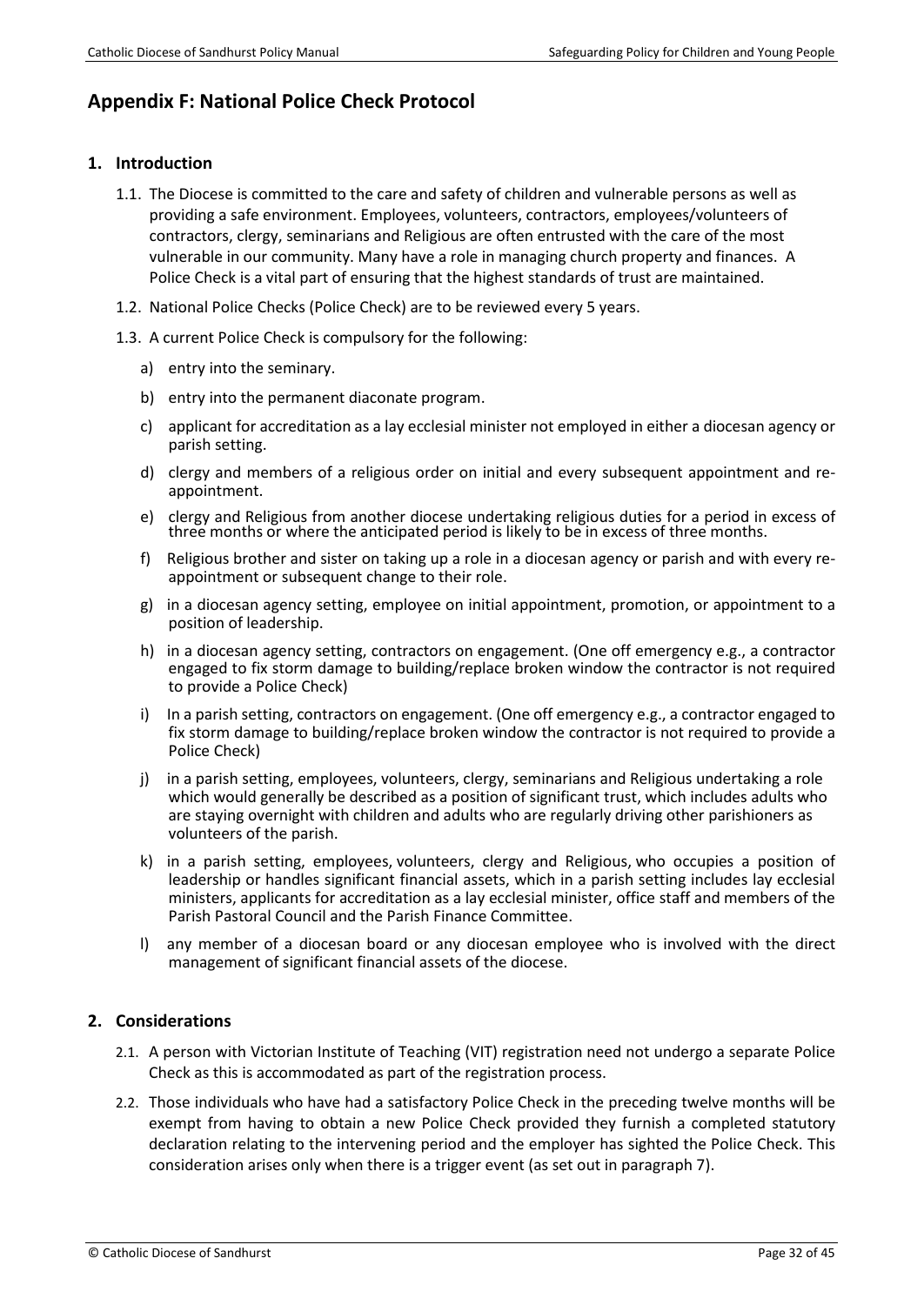# Appendix F: National Police Check Protocol

## 1. Introduction

1.1. The Diocese is committed to the care and safety of children and vulnerable persons as well as providing a safe environment. Employees, volunteers, contractors, employees/volunteers of contractors, clergy, seminarians and Religious are often entrusted with the care of the most vulnerable in our community. Many have a role in managing church property and finances. A Police Check is a vital part of ensuring that the highest standards of trust are maintained.

1.2. National Police Checks (Police Check) are to be reviewed every 5 years.

1.3. A current Police Check is compulsory for the following:

a) entry into the seminary.

b) entry into the permanent diaconate program.

c) applicant for accreditation as a lay ecclesial minister not employed in either a diocesan agency or parish setting.

d) clergy and members of a religious order on initial and every subsequent appointment and re-appointment.

e) clergy and Religious from another diocese undertaking religious duties for a period in excess of three months or where the anticipated period is likely to be in excess of three months.

f) Religious brother and sister on taking up a role in a diocesan agency or parish and with every re-appointment or subsequent change to their role.

g) in a diocesan agency setting, employee on initial appointment, promotion, or appointment to a position of leadership.

h) in a diocesan agency setting, contractors on engagement. (One off emergency e.g., a contractor engaged to fix storm damage to building/replace broken window the contractor is not required to provide a Police Check)

i) In a parish setting, contractors on engagement. (One off emergency e.g., a contractor engaged to fix storm damage to building/replace broken window the contractor is not required to provide a Police Check)

j) in a parish setting, employees, volunteers, clergy, seminarians and Religious undertaking a role which would generally be described as a position of significant trust, which includes adults who are staying overnight with children and adults who are regularly driving other parishioners as volunteers of the parish.

k) in a parish setting, employees, volunteers, clergy and Religious, who occupies a position of leadership or handles significant financial assets, which in a parish setting includes lay ecclesial ministers, applicants for accreditation as a lay ecclesial minister, office staff and members of the Parish Pastoral Council and the Parish Finance Committee.

l) any member of a diocesan board or any diocesan employee who is involved with the direct management of significant financial assets of the diocese.

## 2. Considerations

2.1. A person with Victorian Institute of Teaching (VIT) registration need not undergo a separate Police Check as this is accommodated as part of the registration process.

2.2. Those individuals who have had a satisfactory Police Check in the preceding twelve months will be exempt from having to obtain a new Police Check provided they furnish a completed statutory declaration relating to the intervening period and the employer has sighted the Police Check. This consideration arises only when there is a trigger event (as set out in paragraph 7).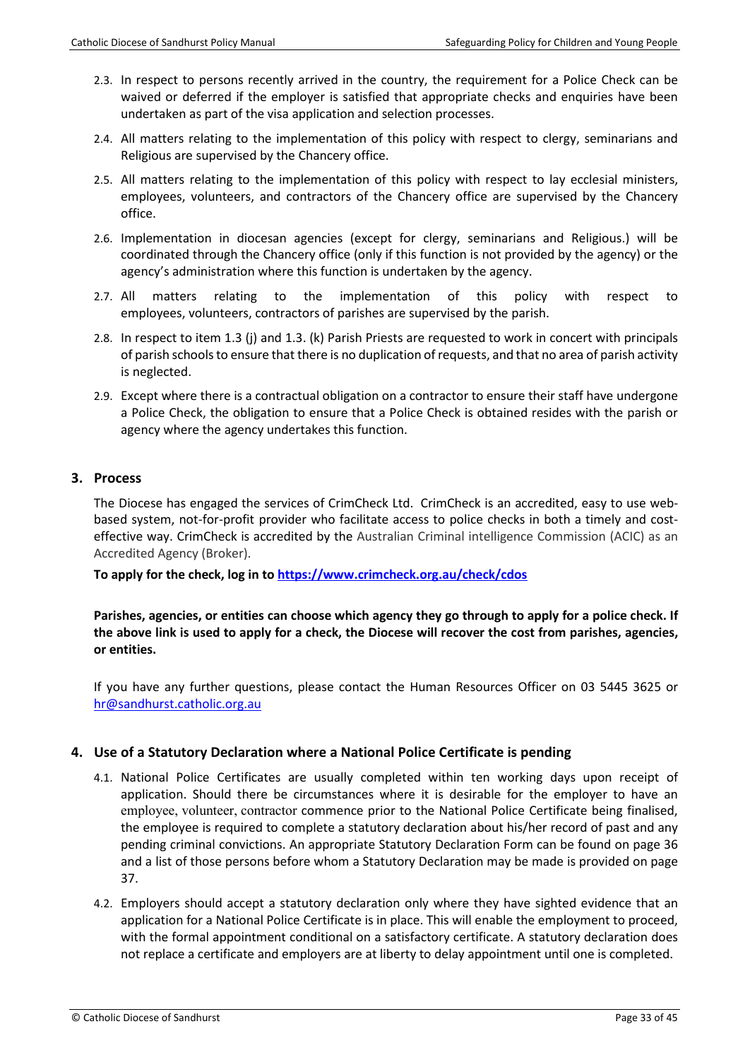2.3. In respect to persons recently arrived in the country, the requirement for a Police Check can be waived or deferred if the employer is satisfied that appropriate checks and enquiries have been undertaken as part of the visa application and selection processes.

2.4. All matters relating to the implementation of this policy with respect to clergy, seminarians and Religious are supervised by the Chancery office.

2.5. All matters relating to the implementation of this policy with respect to lay ecclesial ministers, employees, volunteers, and contractors of the Chancery office are supervised by the Chancery office.

2.6. Implementation in diocesan agencies (except for clergy, seminarians and Religious.) will be coordinated through the Chancery office (only if this function is not provided by the agency) or the agency's administration where this function is undertaken by the agency.

2.7. All matters relating to the implementation of this policy with respect to employees, volunteers, contractors of parishes are supervised by the parish.

2.8. In respect to item 1.3 (j) and 1.3. (k) Parish Priests are requested to work in concert with principals of parish schools to ensure that there is no duplication of requests, and that no area of parish activity is neglected.

2.9. Except where there is a contractual obligation on a contractor to ensure their staff have undergone a Police Check, the obligation to ensure that a Police Check is obtained resides with the parish or agency where the agency undertakes this function.

## 3. Process

The Diocese has engaged the services of CrimCheck Ltd. CrimCheck is an accredited, easy to use web-based system, not-for-profit provider who facilitate access to police checks in both a timely and cost-effective way. CrimCheck is accredited by the Australian Criminal intelligence Commission (ACIC) as an Accredited Agency (Broker).

**To apply for the check, log in to [https://www.crimcheck.org.au/check/cdos](https://www.crimcheck.org.au/check/cdos)**

**Parishes, agencies, or entities can choose which agency they go through to apply for a police check. If the above link is used to apply for a check, the Diocese will recover the cost from parishes, agencies, or entities.**

If you have any further questions, please contact the Human Resources Officer on 03 5445 3625 or [hr@sandhurst.catholic.org.au](mailto:hr@sandhurst.catholic.org.au)

## 4. Use of a Statutory Declaration where a National Police Certificate is pending

4.1. National Police Certificates are usually completed within ten working days upon receipt of application. Should there be circumstances where it is desirable for the employer to have an employee, volunteer, contractor commence prior to the National Police Certificate being finalised, the employee is required to complete a statutory declaration about his/her record of past and any pending criminal convictions. An appropriate Statutory Declaration Form can be found on page 36 and a list of those persons before whom a Statutory Declaration may be made is provided on page 37.

4.2. Employers should accept a statutory declaration only where they have sighted evidence that an application for a National Police Certificate is in place. This will enable the employment to proceed, with the formal appointment conditional on a satisfactory certificate. A statutory declaration does not replace a certificate and employers are at liberty to delay appointment until one is completed.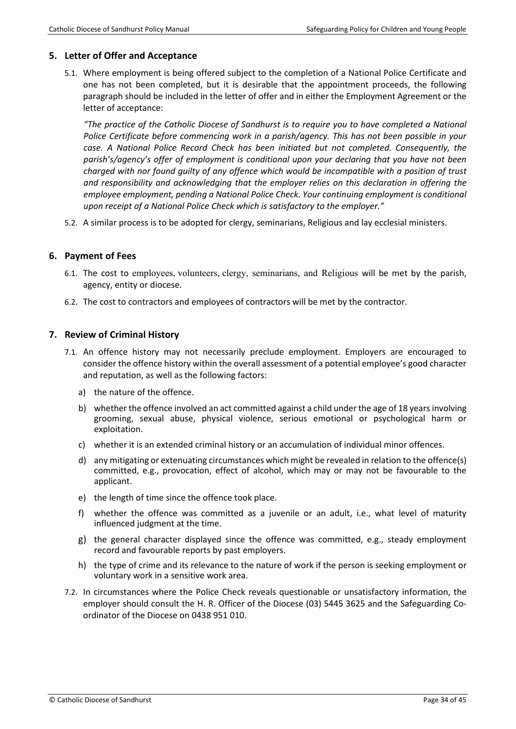## 5. Letter of Offer and Acceptance

5.1. Where employment is being offered subject to the completion of a National Police Certificate and one has not been completed, but it is desirable that the appointment proceeds, the following paragraph should be included in the letter of offer and in either the Employment Agreement or the letter of acceptance:

*"The practice of the Catholic Diocese of Sandhurst is to require you to have completed a National Police Certificate before commencing work in a parish/agency. This has not been possible in your case. A National Police Record Check has been initiated but not completed. Consequently, the parish's/agency's offer of employment is conditional upon your declaring that you have not been charged with nor found guilty of any offence which would be incompatible with a position of trust and responsibility and acknowledging that the employer relies on this declaration in offering the employee employment, pending a National Police Check. Your continuing employment is conditional upon receipt of a National Police Check which is satisfactory to the employer."*

5.2. A similar process is to be adopted for clergy, seminarians, Religious and lay ecclesial ministers.

## 6. Payment of Fees

6.1. The cost to employees, volunteers, clergy, seminarians, and Religious will be met by the parish, agency, entity or diocese.

6.2. The cost to contractors and employees of contractors will be met by the contractor.

## 7. Review of Criminal History

7.1. An offence history may not necessarily preclude employment. Employers are encouraged to consider the offence history within the overall assessment of a potential employee's good character and reputation, as well as the following factors:

a) the nature of the offence.

b) whether the offence involved an act committed against a child under the age of 18 years involving grooming, sexual abuse, physical violence, serious emotional or psychological harm or exploitation.

c) whether it is an extended criminal history or an accumulation of individual minor offences.

d) any mitigating or extenuating circumstances which might be revealed in relation to the offence(s) committed, e.g., provocation, effect of alcohol, which may or may not be favourable to the applicant.

e) the length of time since the offence took place.

f) whether the offence was committed as a juvenile or an adult, i.e., what level of maturity influenced judgment at the time.

g) the general character displayed since the offence was committed, e.g., steady employment record and favourable reports by past employers.

h) the type of crime and its relevance to the nature of work if the person is seeking employment or voluntary work in a sensitive work area.

7.2. In circumstances where the Police Check reveals questionable or unsatisfactory information, the employer should consult the H. R. Officer of the Diocese (03) 5445 3625 and the Safeguarding Co-ordinator of the Diocese on 0438 951 010.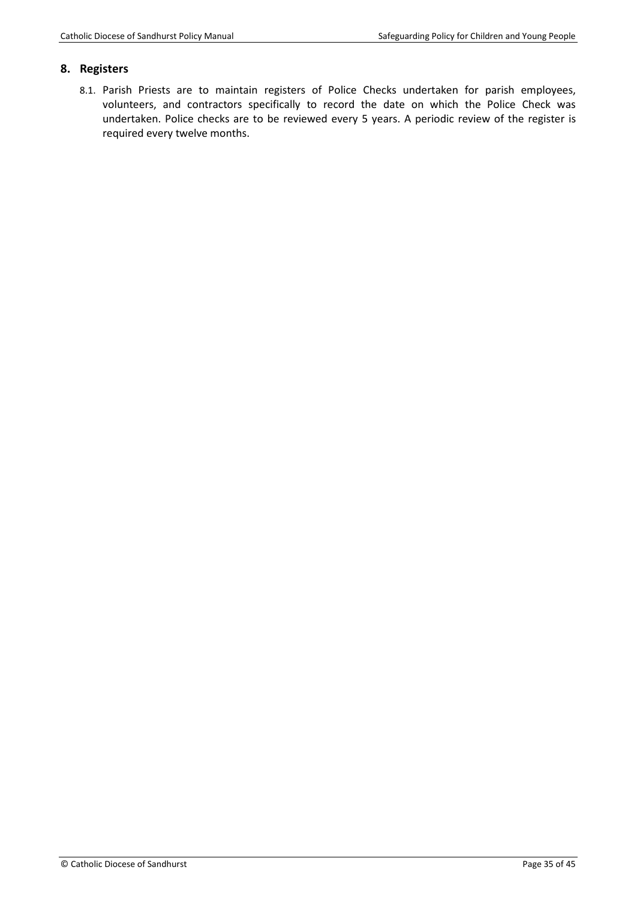## 8. Registers

8.1. Parish Priests are to maintain registers of Police Checks undertaken for parish employees, volunteers, and contractors specifically to record the date on which the Police Check was undertaken. Police checks are to be reviewed every 5 years. A periodic review of the register is required every twelve months.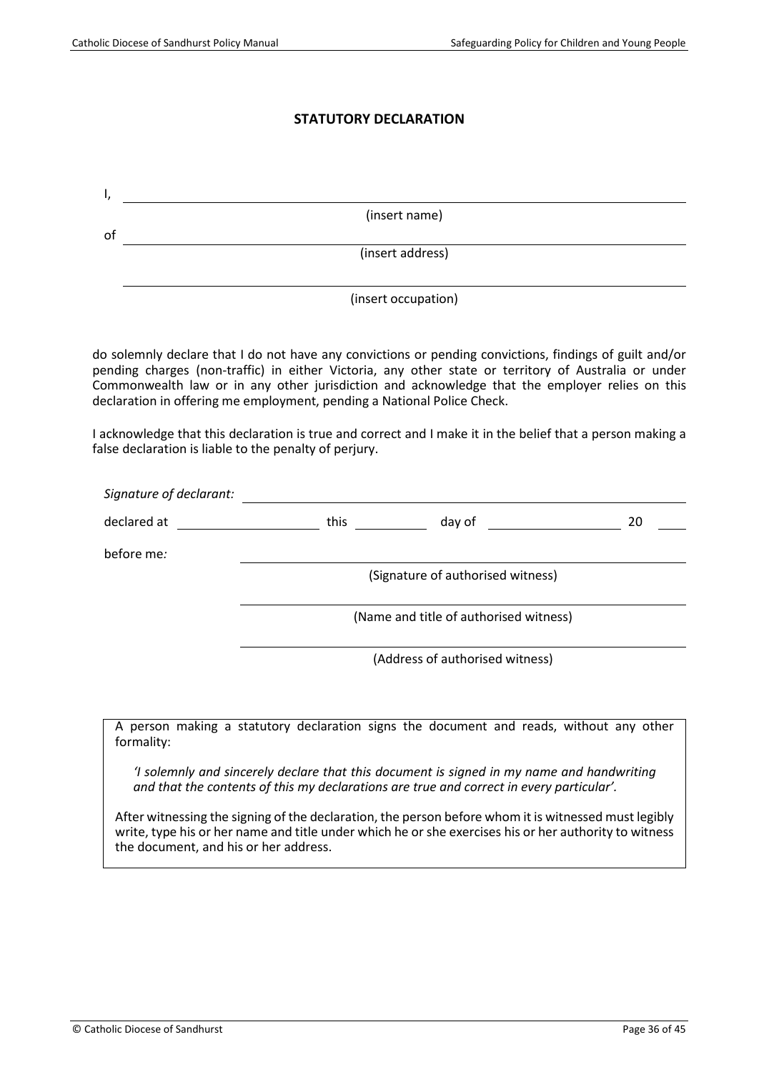# STATUTORY DECLARATION

I, ______________________________________________

(insert name)

of ______________________________________________

(insert address)

______________________________________________

(insert occupation)

do solemnly declare that I do not have any convictions or pending convictions, findings of guilt and/or pending charges (non-traffic) in either Victoria, any other state or territory of Australia or under Commonwealth law or in any other jurisdiction and acknowledge that the employer relies on this declaration in offering me employment, pending a National Police Check.

I acknowledge that this declaration is true and correct and I make it in the belief that a person making a false declaration is liable to the penalty of perjury.

*Signature of declarant:* ______________________________________________

declared at ____________________ this __________ day of ____________________ 20 ____

before me*:* ______________________________________________

(Signature of authorised witness)

______________________________________________

(Name and title of authorised witness)

______________________________________________

(Address of authorised witness)

---

A person making a statutory declaration signs the document and reads, without any other formality:

> *'I solemnly and sincerely declare that this document is signed in my name and handwriting and that the contents of this my declarations are true and correct in every particular'.*

After witnessing the signing of the declaration, the person before whom it is witnessed must legibly write, type his or her name and title under which he or she exercises his or her authority to witness the document, and his or her address.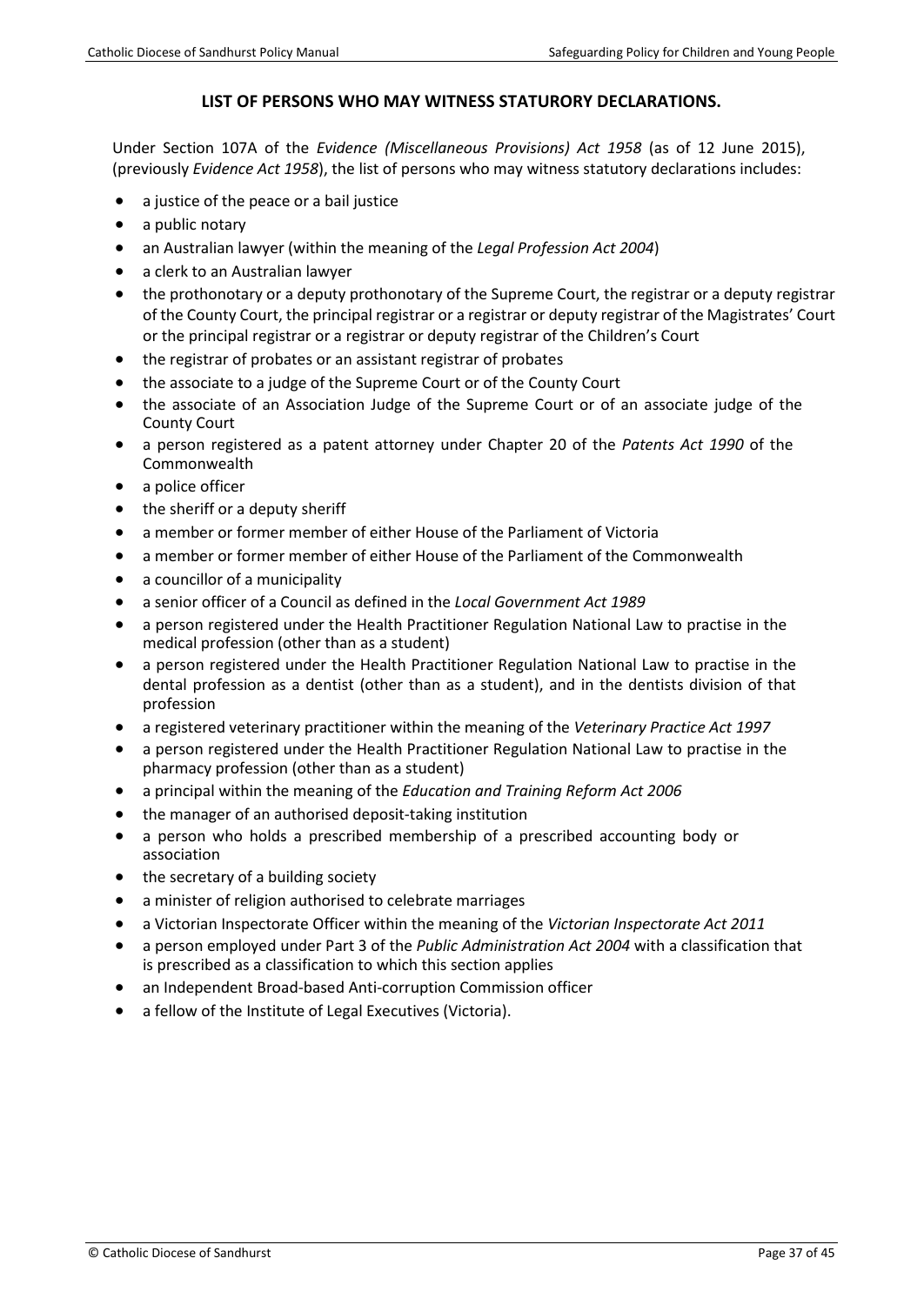## LIST OF PERSONS WHO MAY WITNESS STATURORY DECLARATIONS.

Under Section 107A of the *Evidence (Miscellaneous Provisions) Act 1958* (as of 12 June 2015), (previously *Evidence Act 1958*), the list of persons who may witness statutory declarations includes:

- a justice of the peace or a bail justice
- a public notary
- an Australian lawyer (within the meaning of the *Legal Profession Act 2004*)
- a clerk to an Australian lawyer
- the prothonotary or a deputy prothonotary of the Supreme Court, the registrar or a deputy registrar of the County Court, the principal registrar or a registrar or deputy registrar of the Magistrates' Court or the principal registrar or a registrar or deputy registrar of the Children's Court
- the registrar of probates or an assistant registrar of probates
- the associate to a judge of the Supreme Court or of the County Court
- the associate of an Association Judge of the Supreme Court or of an associate judge of the County Court
- a person registered as a patent attorney under Chapter 20 of the *Patents Act 1990* of the Commonwealth
- a police officer
- the sheriff or a deputy sheriff
- a member or former member of either House of the Parliament of Victoria
- a member or former member of either House of the Parliament of the Commonwealth
- a councillor of a municipality
- a senior officer of a Council as defined in the *Local Government Act 1989*
- a person registered under the Health Practitioner Regulation National Law to practise in the medical profession (other than as a student)
- a person registered under the Health Practitioner Regulation National Law to practise in the dental profession as a dentist (other than as a student), and in the dentists division of that profession
- a registered veterinary practitioner within the meaning of the *Veterinary Practice Act 1997*
- a person registered under the Health Practitioner Regulation National Law to practise in the pharmacy profession (other than as a student)
- a principal within the meaning of the *Education and Training Reform Act 2006*
- the manager of an authorised deposit-taking institution
- a person who holds a prescribed membership of a prescribed accounting body or association
- the secretary of a building society
- a minister of religion authorised to celebrate marriages
- a Victorian Inspectorate Officer within the meaning of the *Victorian Inspectorate Act 2011*
- a person employed under Part 3 of the *Public Administration Act 2004* with a classification that is prescribed as a classification to which this section applies
- an Independent Broad-based Anti-corruption Commission officer
- a fellow of the Institute of Legal Executives (Victoria).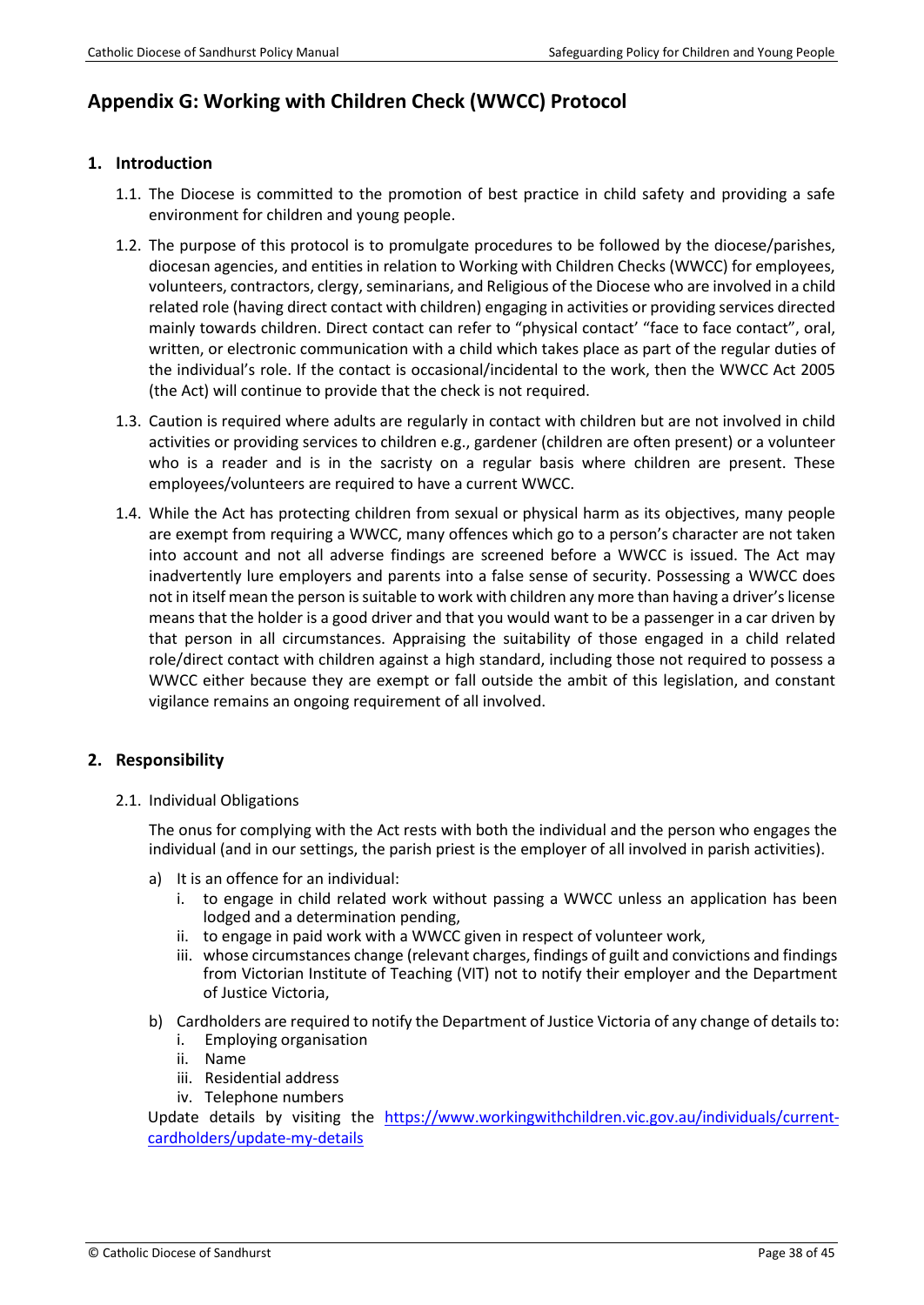# Appendix G: Working with Children Check (WWCC) Protocol

## 1. Introduction

1.1. The Diocese is committed to the promotion of best practice in child safety and providing a safe environment for children and young people.

1.2. The purpose of this protocol is to promulgate procedures to be followed by the diocese/parishes, diocesan agencies, and entities in relation to Working with Children Checks (WWCC) for employees, volunteers, contractors, clergy, seminarians, and Religious of the Diocese who are involved in a child related role (having direct contact with children) engaging in activities or providing services directed mainly towards children. Direct contact can refer to "physical contact' "face to face contact", oral, written, or electronic communication with a child which takes place as part of the regular duties of the individual's role. If the contact is occasional/incidental to the work, then the WWCC Act 2005 (the Act) will continue to provide that the check is not required.

1.3. Caution is required where adults are regularly in contact with children but are not involved in child activities or providing services to children e.g., gardener (children are often present) or a volunteer who is a reader and is in the sacristy on a regular basis where children are present. These employees/volunteers are required to have a current WWCC.

1.4. While the Act has protecting children from sexual or physical harm as its objectives, many people are exempt from requiring a WWCC, many offences which go to a person's character are not taken into account and not all adverse findings are screened before a WWCC is issued. The Act may inadvertently lure employers and parents into a false sense of security. Possessing a WWCC does not in itself mean the person is suitable to work with children any more than having a driver's license means that the holder is a good driver and that you would want to be a passenger in a car driven by that person in all circumstances. Appraising the suitability of those engaged in a child related role/direct contact with children against a high standard, including those not required to possess a WWCC either because they are exempt or fall outside the ambit of this legislation, and constant vigilance remains an ongoing requirement of all involved.

## 2. Responsibility

2.1. Individual Obligations

The onus for complying with the Act rests with both the individual and the person who engages the individual (and in our settings, the parish priest is the employer of all involved in parish activities).

a) It is an offence for an individual:
   - i. to engage in child related work without passing a WWCC unless an application has been lodged and a determination pending,
   - ii. to engage in paid work with a WWCC given in respect of volunteer work,
   - iii. whose circumstances change (relevant charges, findings of guilt and convictions and findings from Victorian Institute of Teaching (VIT) not to notify their employer and the Department of Justice Victoria,

b) Cardholders are required to notify the Department of Justice Victoria of any change of details to:
   - i. Employing organisation
   - ii. Name
   - iii. Residential address
   - iv. Telephone numbers

   Update details by visiting the https://www.workingwithchildren.vic.gov.au/individuals/current-cardholders/update-my-details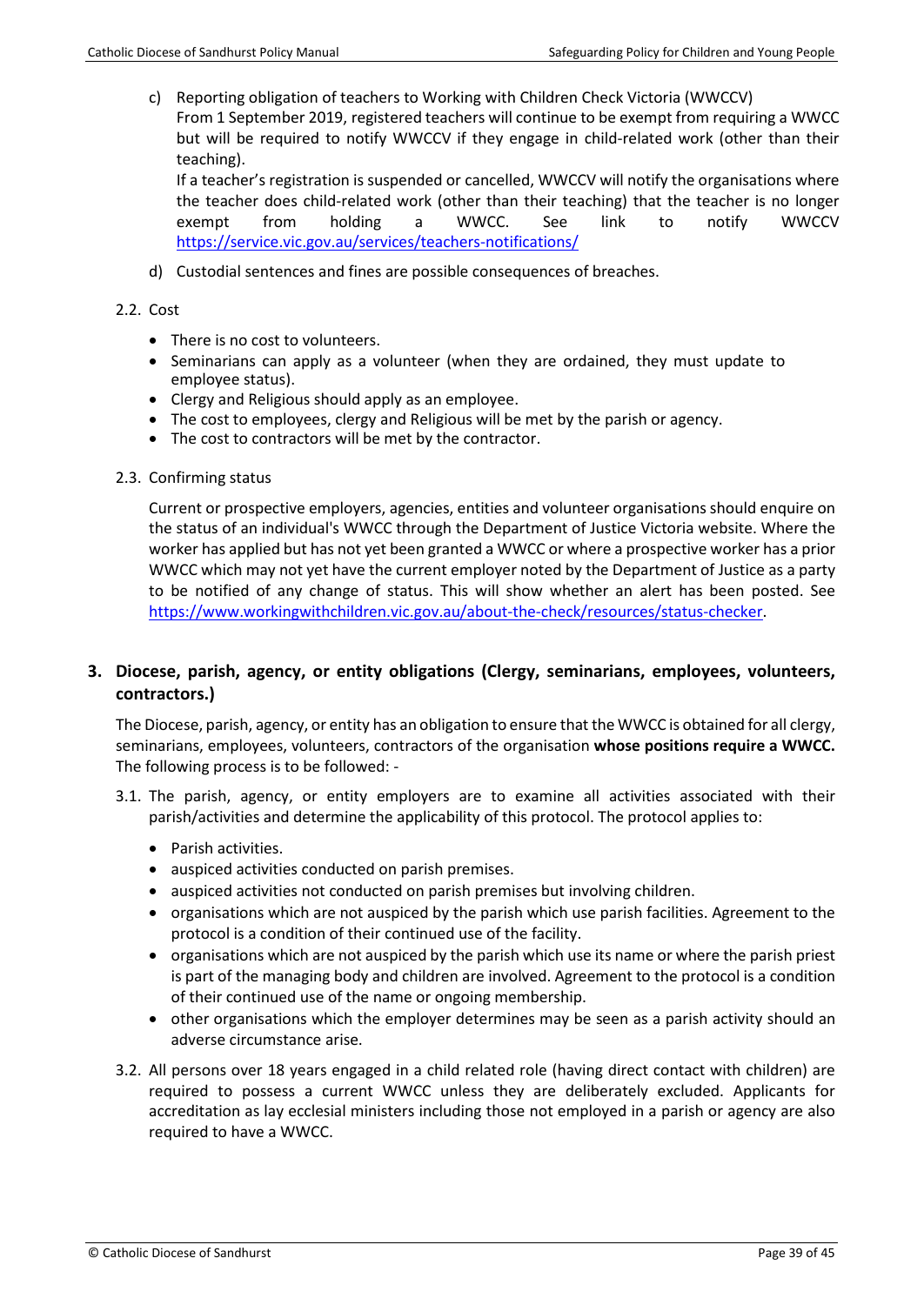c) Reporting obligation of teachers to Working with Children Check Victoria (WWCCV)
   From 1 September 2019, registered teachers will continue to be exempt from requiring a WWCC but will be required to notify WWCCV if they engage in child-related work (other than their teaching).
   If a teacher's registration is suspended or cancelled, WWCCV will notify the organisations where the teacher does child-related work (other than their teaching) that the teacher is no longer exempt from holding a WWCC. See link to notify WWCCV https://service.vic.gov.au/services/teachers-notifications/

d) Custodial sentences and fines are possible consequences of breaches.

2.2. Cost

- There is no cost to volunteers.
- Seminarians can apply as a volunteer (when they are ordained, they must update to employee status).
- Clergy and Religious should apply as an employee.
- The cost to employees, clergy and Religious will be met by the parish or agency.
- The cost to contractors will be met by the contractor.

2.3. Confirming status

Current or prospective employers, agencies, entities and volunteer organisations should enquire on the status of an individual's WWCC through the Department of Justice Victoria website. Where the worker has applied but has not yet been granted a WWCC or where a prospective worker has a prior WWCC which may not yet have the current employer noted by the Department of Justice as a party to be notified of any change of status. This will show whether an alert has been posted. See https://www.workingwithchildren.vic.gov.au/about-the-check/resources/status-checker.

## 3. Diocese, parish, agency, or entity obligations (Clergy, seminarians, employees, volunteers, contractors.)

The Diocese, parish, agency, or entity has an obligation to ensure that the WWCC is obtained for all clergy, seminarians, employees, volunteers, contractors of the organisation **whose positions require a WWCC.** The following process is to be followed: -

3.1. The parish, agency, or entity employers are to examine all activities associated with their parish/activities and determine the applicability of this protocol. The protocol applies to:

- Parish activities.
- auspiced activities conducted on parish premises.
- auspiced activities not conducted on parish premises but involving children.
- organisations which are not auspiced by the parish which use parish facilities. Agreement to the protocol is a condition of their continued use of the facility.
- organisations which are not auspiced by the parish which use its name or where the parish priest is part of the managing body and children are involved. Agreement to the protocol is a condition of their continued use of the name or ongoing membership.
- other organisations which the employer determines may be seen as a parish activity should an adverse circumstance arise.

3.2. All persons over 18 years engaged in a child related role (having direct contact with children) are required to possess a current WWCC unless they are deliberately excluded. Applicants for accreditation as lay ecclesial ministers including those not employed in a parish or agency are also required to have a WWCC.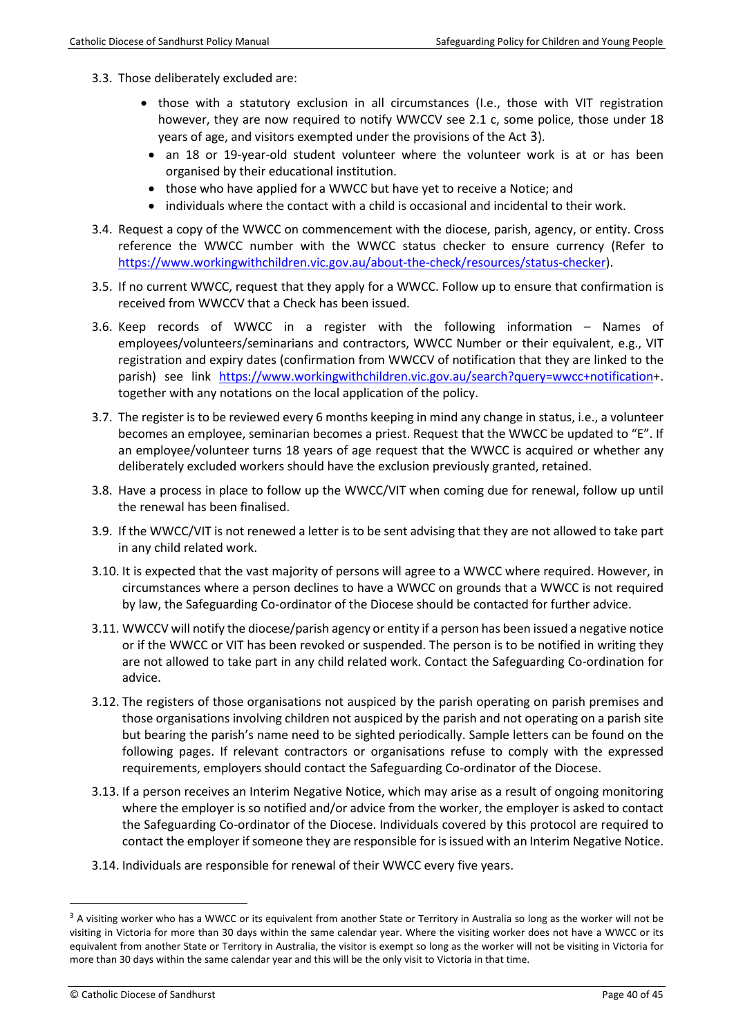3.3. Those deliberately excluded are:

- those with a statutory exclusion in all circumstances (I.e., those with VIT registration however, they are now required to notify WWCCV see 2.1 c, some police, those under 18 years of age, and visitors exempted under the provisions of the Act 3).
- an 18 or 19-year-old student volunteer where the volunteer work is at or has been organised by their educational institution.
- those who have applied for a WWCC but have yet to receive a Notice; and
- individuals where the contact with a child is occasional and incidental to their work.

3.4. Request a copy of the WWCC on commencement with the diocese, parish, agency, or entity. Cross reference the WWCC number with the WWCC status checker to ensure currency (Refer to https://www.workingwithchildren.vic.gov.au/about-the-check/resources/status-checker).

3.5. If no current WWCC, request that they apply for a WWCC. Follow up to ensure that confirmation is received from WWCCV that a Check has been issued.

3.6. Keep records of WWCC in a register with the following information – Names of employees/volunteers/seminarians and contractors, WWCC Number or their equivalent, e.g., VIT registration and expiry dates (confirmation from WWCCV of notification that they are linked to the parish) see link https://www.workingwithchildren.vic.gov.au/search?query=wwcc+notification+. together with any notations on the local application of the policy.

3.7. The register is to be reviewed every 6 months keeping in mind any change in status, i.e., a volunteer becomes an employee, seminarian becomes a priest. Request that the WWCC be updated to "E". If an employee/volunteer turns 18 years of age request that the WWCC is acquired or whether any deliberately excluded workers should have the exclusion previously granted, retained.

3.8. Have a process in place to follow up the WWCC/VIT when coming due for renewal, follow up until the renewal has been finalised.

3.9. If the WWCC/VIT is not renewed a letter is to be sent advising that they are not allowed to take part in any child related work.

3.10. It is expected that the vast majority of persons will agree to a WWCC where required. However, in circumstances where a person declines to have a WWCC on grounds that a WWCC is not required by law, the Safeguarding Co-ordinator of the Diocese should be contacted for further advice.

3.11. WWCCV will notify the diocese/parish agency or entity if a person has been issued a negative notice or if the WWCC or VIT has been revoked or suspended. The person is to be notified in writing they are not allowed to take part in any child related work. Contact the Safeguarding Co-ordination for advice.

3.12. The registers of those organisations not auspiced by the parish operating on parish premises and those organisations involving children not auspiced by the parish and not operating on a parish site but bearing the parish's name need to be sighted periodically. Sample letters can be found on the following pages. If relevant contractors or organisations refuse to comply with the expressed requirements, employers should contact the Safeguarding Co-ordinator of the Diocese.

3.13. If a person receives an Interim Negative Notice, which may arise as a result of ongoing monitoring where the employer is so notified and/or advice from the worker, the employer is asked to contact the Safeguarding Co-ordinator of the Diocese. Individuals covered by this protocol are required to contact the employer if someone they are responsible for is issued with an Interim Negative Notice.

3.14. Individuals are responsible for renewal of their WWCC every five years.

---

[3] A visiting worker who has a WWCC or its equivalent from another State or Territory in Australia so long as the worker will not be visiting in Victoria for more than 30 days within the same calendar year. Where the visiting worker does not have a WWCC or its equivalent from another State or Territory in Australia, the visitor is exempt so long as the worker will not be visiting in Victoria for more than 30 days within the same calendar year and this will be the only visit to Victoria in that time.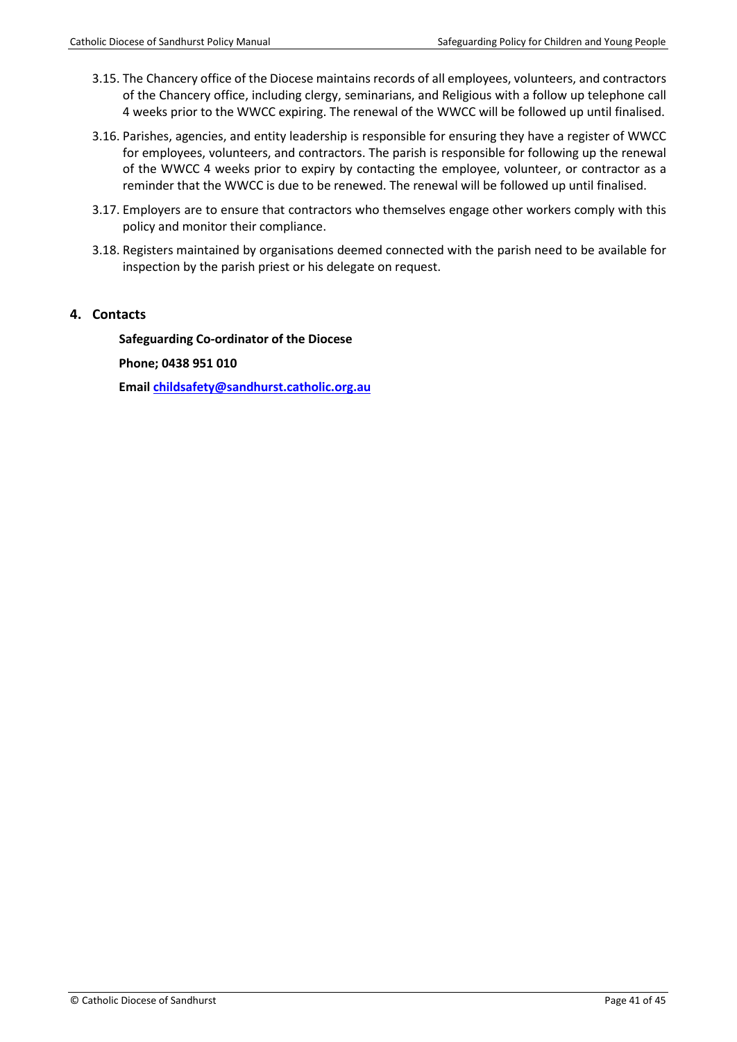3.15. The Chancery office of the Diocese maintains records of all employees, volunteers, and contractors of the Chancery office, including clergy, seminarians, and Religious with a follow up telephone call 4 weeks prior to the WWCC expiring. The renewal of the WWCC will be followed up until finalised.

3.16. Parishes, agencies, and entity leadership is responsible for ensuring they have a register of WWCC for employees, volunteers, and contractors. The parish is responsible for following up the renewal of the WWCC 4 weeks prior to expiry by contacting the employee, volunteer, or contractor as a reminder that the WWCC is due to be renewed. The renewal will be followed up until finalised.

3.17. Employers are to ensure that contractors who themselves engage other workers comply with this policy and monitor their compliance.

3.18. Registers maintained by organisations deemed connected with the parish need to be available for inspection by the parish priest or his delegate on request.

## 4. Contacts

**Safeguarding Co-ordinator of the Diocese**

**Phone; 0438 951 010**

**Email [childsafety@sandhurst.catholic.org.au](mailto:childsafety@sandhurst.catholic.org.au)**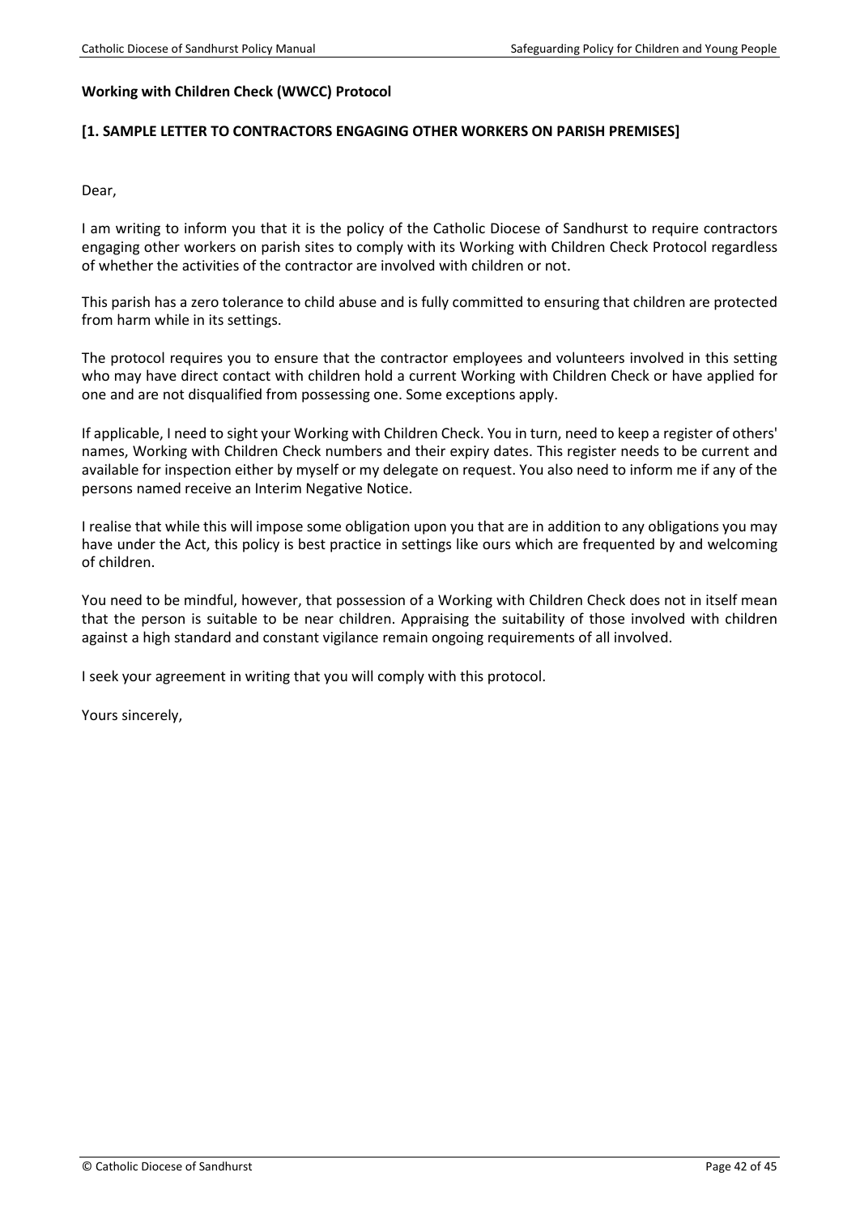**Working with Children Check (WWCC) Protocol**

**[1. SAMPLE LETTER TO CONTRACTORS ENGAGING OTHER WORKERS ON PARISH PREMISES]**

Dear,

I am writing to inform you that it is the policy of the Catholic Diocese of Sandhurst to require contractors engaging other workers on parish sites to comply with its Working with Children Check Protocol regardless of whether the activities of the contractor are involved with children or not.

This parish has a zero tolerance to child abuse and is fully committed to ensuring that children are protected from harm while in its settings.

The protocol requires you to ensure that the contractor employees and volunteers involved in this setting who may have direct contact with children hold a current Working with Children Check or have applied for one and are not disqualified from possessing one. Some exceptions apply.

If applicable, I need to sight your Working with Children Check. You in turn, need to keep a register of others' names, Working with Children Check numbers and their expiry dates. This register needs to be current and available for inspection either by myself or my delegate on request. You also need to inform me if any of the persons named receive an Interim Negative Notice.

I realise that while this will impose some obligation upon you that are in addition to any obligations you may have under the Act, this policy is best practice in settings like ours which are frequented by and welcoming of children.

You need to be mindful, however, that possession of a Working with Children Check does not in itself mean that the person is suitable to be near children. Appraising the suitability of those involved with children against a high standard and constant vigilance remain ongoing requirements of all involved.

I seek your agreement in writing that you will comply with this protocol.

Yours sincerely,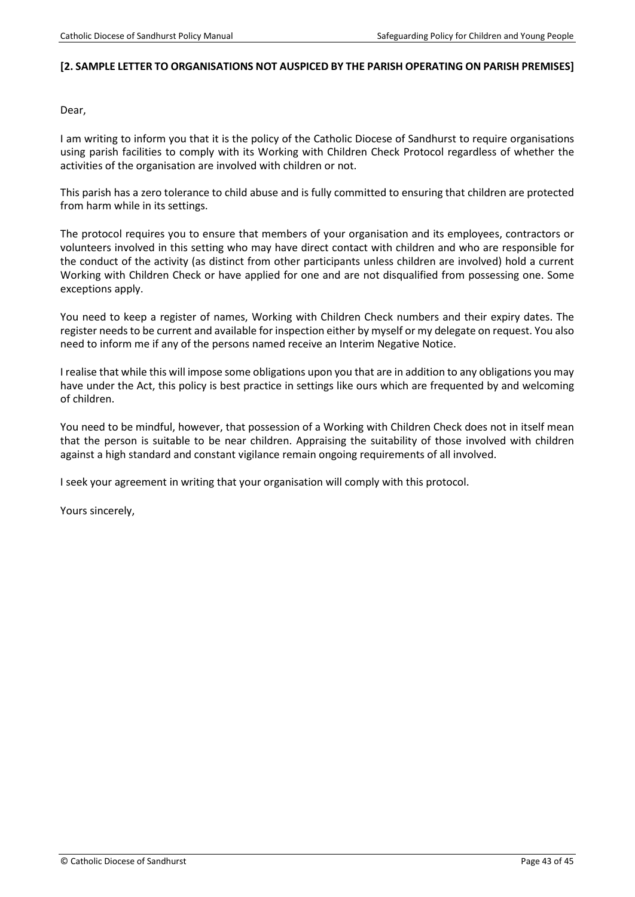**[2. SAMPLE LETTER TO ORGANISATIONS NOT AUSPICED BY THE PARISH OPERATING ON PARISH PREMISES]**

Dear,

I am writing to inform you that it is the policy of the Catholic Diocese of Sandhurst to require organisations using parish facilities to comply with its Working with Children Check Protocol regardless of whether the activities of the organisation are involved with children or not.

This parish has a zero tolerance to child abuse and is fully committed to ensuring that children are protected from harm while in its settings.

The protocol requires you to ensure that members of your organisation and its employees, contractors or volunteers involved in this setting who may have direct contact with children and who are responsible for the conduct of the activity (as distinct from other participants unless children are involved) hold a current Working with Children Check or have applied for one and are not disqualified from possessing one. Some exceptions apply.

You need to keep a register of names, Working with Children Check numbers and their expiry dates. The register needs to be current and available for inspection either by myself or my delegate on request. You also need to inform me if any of the persons named receive an Interim Negative Notice.

I realise that while this will impose some obligations upon you that are in addition to any obligations you may have under the Act, this policy is best practice in settings like ours which are frequented by and welcoming of children.

You need to be mindful, however, that possession of a Working with Children Check does not in itself mean that the person is suitable to be near children. Appraising the suitability of those involved with children against a high standard and constant vigilance remain ongoing requirements of all involved.

I seek your agreement in writing that your organisation will comply with this protocol.

Yours sincerely,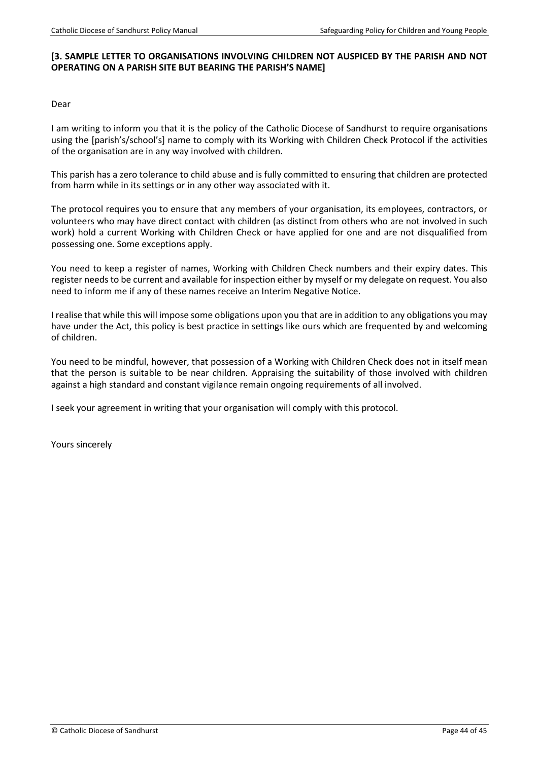**[3. SAMPLE LETTER TO ORGANISATIONS INVOLVING CHILDREN NOT AUSPICED BY THE PARISH AND NOT OPERATING ON A PARISH SITE BUT BEARING THE PARISH'S NAME]**

Dear

I am writing to inform you that it is the policy of the Catholic Diocese of Sandhurst to require organisations using the [parish's/school's] name to comply with its Working with Children Check Protocol if the activities of the organisation are in any way involved with children.

This parish has a zero tolerance to child abuse and is fully committed to ensuring that children are protected from harm while in its settings or in any other way associated with it.

The protocol requires you to ensure that any members of your organisation, its employees, contractors, or volunteers who may have direct contact with children (as distinct from others who are not involved in such work) hold a current Working with Children Check or have applied for one and are not disqualified from possessing one. Some exceptions apply.

You need to keep a register of names, Working with Children Check numbers and their expiry dates. This register needs to be current and available for inspection either by myself or my delegate on request. You also need to inform me if any of these names receive an Interim Negative Notice.

I realise that while this will impose some obligations upon you that are in addition to any obligations you may have under the Act, this policy is best practice in settings like ours which are frequented by and welcoming of children.

You need to be mindful, however, that possession of a Working with Children Check does not in itself mean that the person is suitable to be near children. Appraising the suitability of those involved with children against a high standard and constant vigilance remain ongoing requirements of all involved.

I seek your agreement in writing that your organisation will comply with this protocol.

Yours sincerely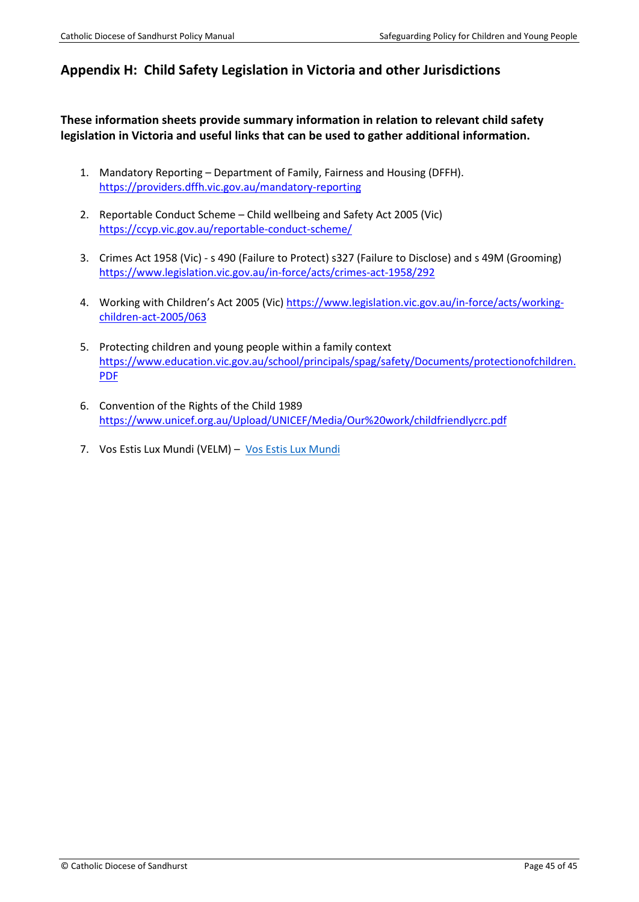## Appendix H: Child Safety Legislation in Victoria and other Jurisdictions

**These information sheets provide summary information in relation to relevant child safety legislation in Victoria and useful links that can be used to gather additional information.**

1. Mandatory Reporting – Department of Family, Fairness and Housing (DFFH).
   https://providers.dffh.vic.gov.au/mandatory-reporting

2. Reportable Conduct Scheme – Child wellbeing and Safety Act 2005 (Vic)
   https://ccyp.vic.gov.au/reportable-conduct-scheme/

3. Crimes Act 1958 (Vic) - s 490 (Failure to Protect) s327 (Failure to Disclose) and s 49M (Grooming)
   https://www.legislation.vic.gov.au/in-force/acts/crimes-act-1958/292

4. Working with Children's Act 2005 (Vic) https://www.legislation.vic.gov.au/in-force/acts/working-children-act-2005/063

5. Protecting children and young people within a family context
   https://www.education.vic.gov.au/school/principals/spag/safety/Documents/protectionofchildren.PDF

6. Convention of the Rights of the Child 1989
   https://www.unicef.org.au/Upload/UNICEF/Media/Our%20work/childfriendlycrc.pdf

7. Vos Estis Lux Mundi (VELM) – Vos Estis Lux Mundi